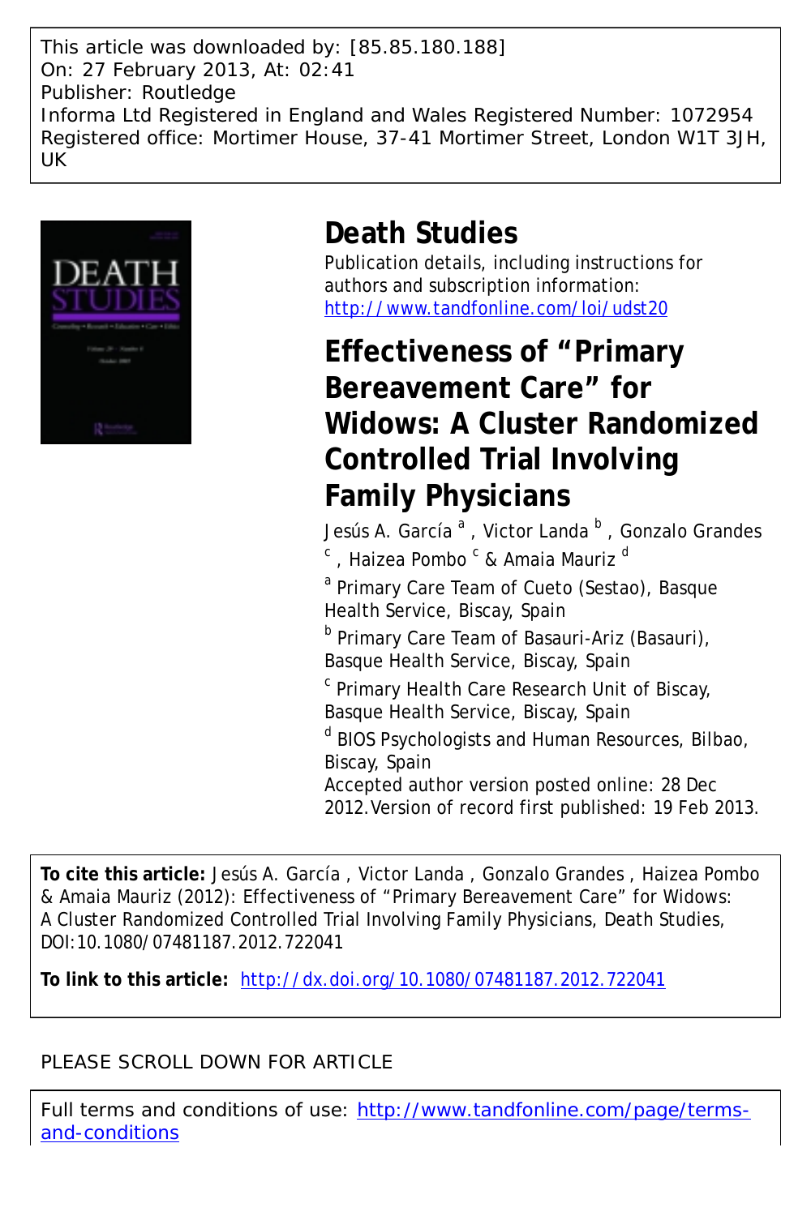This article was downloaded by: [85.85.180.188]
On: 27 February 2013, At: 02:41
Publisher: Routledge
Informa Ltd Registered in England and Wales Registered Number: 1072954
Registered office: Mortimer House, 37-41 Mortimer Street, London W1T 3JH, UK

# Death Studies

Publication details, including instructions for authors and subscription information:
http://www.tandfonline.com/loi/udst20

## Effectiveness of "Primary Bereavement Care" for Widows: A Cluster Randomized Controlled Trial Involving Family Physicians

Jesús A. García [a] , Victor Landa [b] , Gonzalo Grandes [c] , Haizea Pombo [c] & Amaia Mauriz [d]

[a] Primary Care Team of Cueto (Sestao), Basque Health Service, Biscay, Spain

[b] Primary Care Team of Basauri-Ariz (Basauri), Basque Health Service, Biscay, Spain

[c] Primary Health Care Research Unit of Biscay, Basque Health Service, Biscay, Spain

[d] BIOS Psychologists and Human Resources, Bilbao, Biscay, Spain

Accepted author version posted online: 28 Dec 2012.Version of record first published: 19 Feb 2013.

**To cite this article:** Jesús A. García , Victor Landa , Gonzalo Grandes , Haizea Pombo & Amaia Mauriz (2012): Effectiveness of "Primary Bereavement Care" for Widows: A Cluster Randomized Controlled Trial Involving Family Physicians, Death Studies, DOI:10.1080/07481187.2012.722041

**To link to this article:** http://dx.doi.org/10.1080/07481187.2012.722041

PLEASE SCROLL DOWN FOR ARTICLE

Full terms and conditions of use: http://www.tandfonline.com/page/terms-and-conditions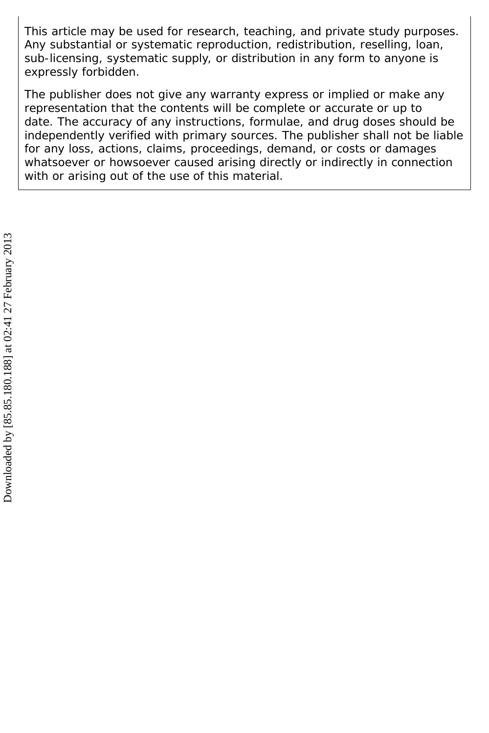This article may be used for research, teaching, and private study purposes. Any substantial or systematic reproduction, redistribution, reselling, loan, sub-licensing, systematic supply, or distribution in any form to anyone is expressly forbidden.

The publisher does not give any warranty express or implied or make any representation that the contents will be complete or accurate or up to date. The accuracy of any instructions, formulae, and drug doses should be independently verified with primary sources. The publisher shall not be liable for any loss, actions, claims, proceedings, demand, or costs or damages whatsoever or howsoever caused arising directly or indirectly in connection with or arising out of the use of this material.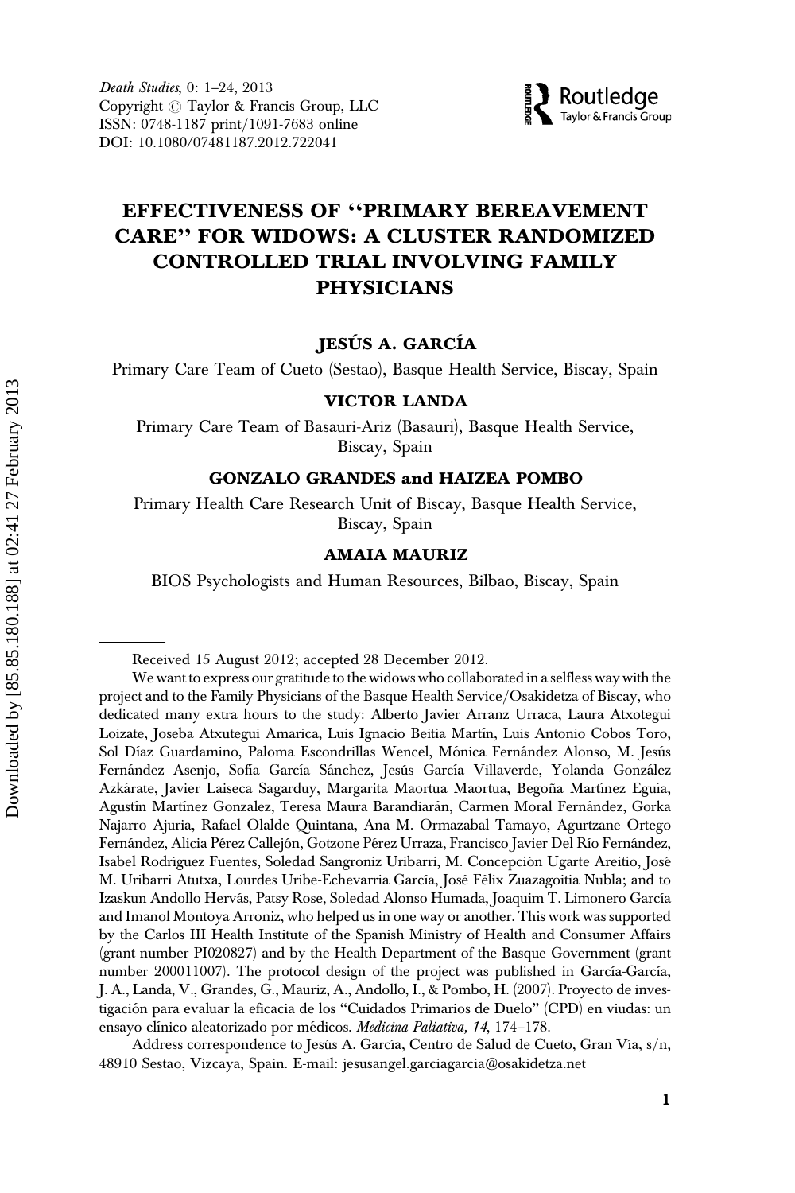*Death Studies*, 0: 1–24, 2013
Copyright © Taylor & Francis Group, LLC
ISSN: 0748-1187 print/1091-7683 online
DOI: 10.1080/07481187.2012.722041

# EFFECTIVENESS OF ''PRIMARY BEREAVEMENT CARE'' FOR WIDOWS: A CLUSTER RANDOMIZED CONTROLLED TRIAL INVOLVING FAMILY PHYSICIANS

**JESÚS A. GARCÍA**

Primary Care Team of Cueto (Sestao), Basque Health Service, Biscay, Spain

**VICTOR LANDA**

Primary Care Team of Basauri-Ariz (Basauri), Basque Health Service, Biscay, Spain

**GONZALO GRANDES and HAIZEA POMBO**

Primary Health Care Research Unit of Biscay, Basque Health Service, Biscay, Spain

**AMAIA MAURIZ**

BIOS Psychologists and Human Resources, Bilbao, Biscay, Spain

---

Received 15 August 2012; accepted 28 December 2012.

We want to express our gratitude to the widows who collaborated in a selfless way with the project and to the Family Physicians of the Basque Health Service/Osakidetza of Biscay, who dedicated many extra hours to the study: Alberto Javier Arranz Urraca, Laura Atxotegui Loizate, Joseba Atxutegui Amarica, Luis Ignacio Beitia Martín, Luis Antonio Cobos Toro, Sol Díaz Guardamino, Paloma Escondrillas Wencel, Mónica Fernández Alonso, M. Jesús Fernández Asenjo, Sofía García Sánchez, Jesús García Villaverde, Yolanda González Azkárate, Javier Laiseca Sagarduy, Margarita Maortua Maortua, Begoña Martínez Eguía, Agustín Martínez Gonzalez, Teresa Maura Barandiarán, Carmen Moral Fernández, Gorka Najarro Ajuria, Rafael Olalde Quintana, Ana M. Ormazabal Tamayo, Agurtzane Ortego Fernández, Alicia Pérez Callejón, Gotzone Pérez Urraza, Francisco Javier Del Rio Fernández, Isabel Rodríguez Fuentes, Soledad Sangroniz Uribarri, M. Concepción Ugarte Areitio, José M. Uribarri Atutxa, Lourdes Uribe-Echevarria García, José Félix Zuazagoitia Nubla; and to Izaskun Andollo Hervás, Patsy Rose, Soledad Alonso Humada, Joaquim T. Limonero García and Imanol Montoya Arroniz, who helped us in one way or another. This work was supported by the Carlos III Health Institute of the Spanish Ministry of Health and Consumer Affairs (grant number PI020827) and by the Health Department of the Basque Government (grant number 200011007). The protocol design of the project was published in García-García, J. A., Landa, V., Grandes, G., Mauriz, A., Andollo, I., & Pombo, H. (2007). Proyecto de investigación para evaluar la eficacia de los "Cuidados Primarios de Duelo" (CPD) en viudas: un ensayo clínico aleatorizado por médicos. *Medicina Paliativa, 14*, 174–178.

Address correspondence to Jesús A. García, Centro de Salud de Cueto, Gran Vía, s/n, 48910 Sestao, Vizcaya, Spain. E-mail: jesusangel.garciagarcia@osakidetza.net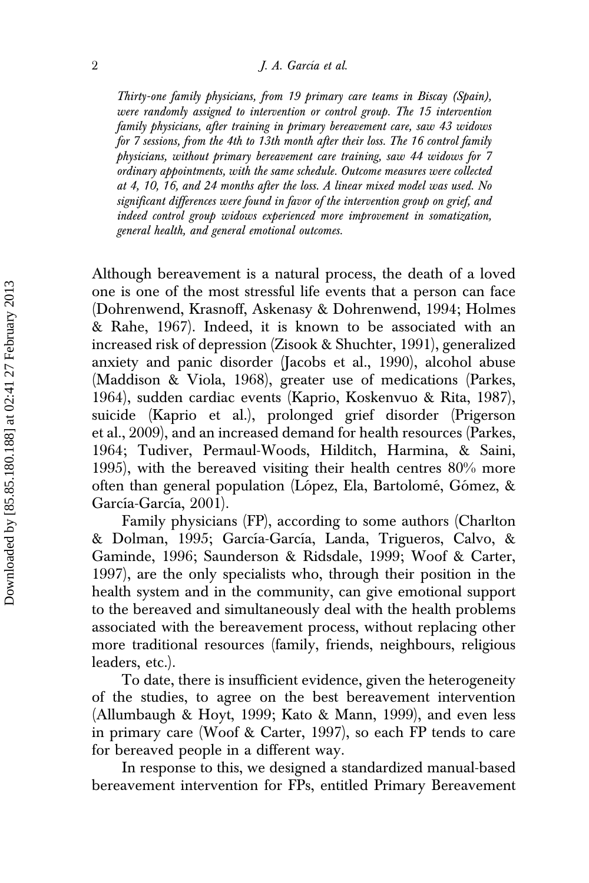*Thirty-one family physicians, from 19 primary care teams in Biscay (Spain), were randomly assigned to intervention or control group. The 15 intervention family physicians, after training in primary bereavement care, saw 43 widows for 7 sessions, from the 4th to 13th month after their loss. The 16 control family physicians, without primary bereavement care training, saw 44 widows for 7 ordinary appointments, with the same schedule. Outcome measures were collected at 4, 10, 16, and 24 months after the loss. A linear mixed model was used. No significant differences were found in favor of the intervention group on grief, and indeed control group widows experienced more improvement in somatization, general health, and general emotional outcomes.*

Although bereavement is a natural process, the death of a loved one is one of the most stressful life events that a person can face (Dohrenwend, Krasnoff, Askenasy & Dohrenwend, 1994; Holmes & Rahe, 1967). Indeed, it is known to be associated with an increased risk of depression (Zisook & Shuchter, 1991), generalized anxiety and panic disorder (Jacobs et al., 1990), alcohol abuse (Maddison & Viola, 1968), greater use of medications (Parkes, 1964), sudden cardiac events (Kaprio, Koskenvuo & Rita, 1987), suicide (Kaprio et al.), prolonged grief disorder (Prigerson et al., 2009), and an increased demand for health resources (Parkes, 1964; Tudiver, Permaul-Woods, Hilditch, Harmina, & Saini, 1995), with the bereaved visiting their health centres 80% more often than general population (López, Ela, Bartolomé, Gómez, & García-García, 2001).

Family physicians (FP), according to some authors (Charlton & Dolman, 1995; García-García, Landa, Trigueros, Calvo, & Gaminde, 1996; Saunderson & Ridsdale, 1999; Woof & Carter, 1997), are the only specialists who, through their position in the health system and in the community, can give emotional support to the bereaved and simultaneously deal with the health problems associated with the bereavement process, without replacing other more traditional resources (family, friends, neighbours, religious leaders, etc.).

To date, there is insufficient evidence, given the heterogeneity of the studies, to agree on the best bereavement intervention (Allumbaugh & Hoyt, 1999; Kato & Mann, 1999), and even less in primary care (Woof & Carter, 1997), so each FP tends to care for bereaved people in a different way.

In response to this, we designed a standardized manual-based bereavement intervention for FPs, entitled Primary Bereavement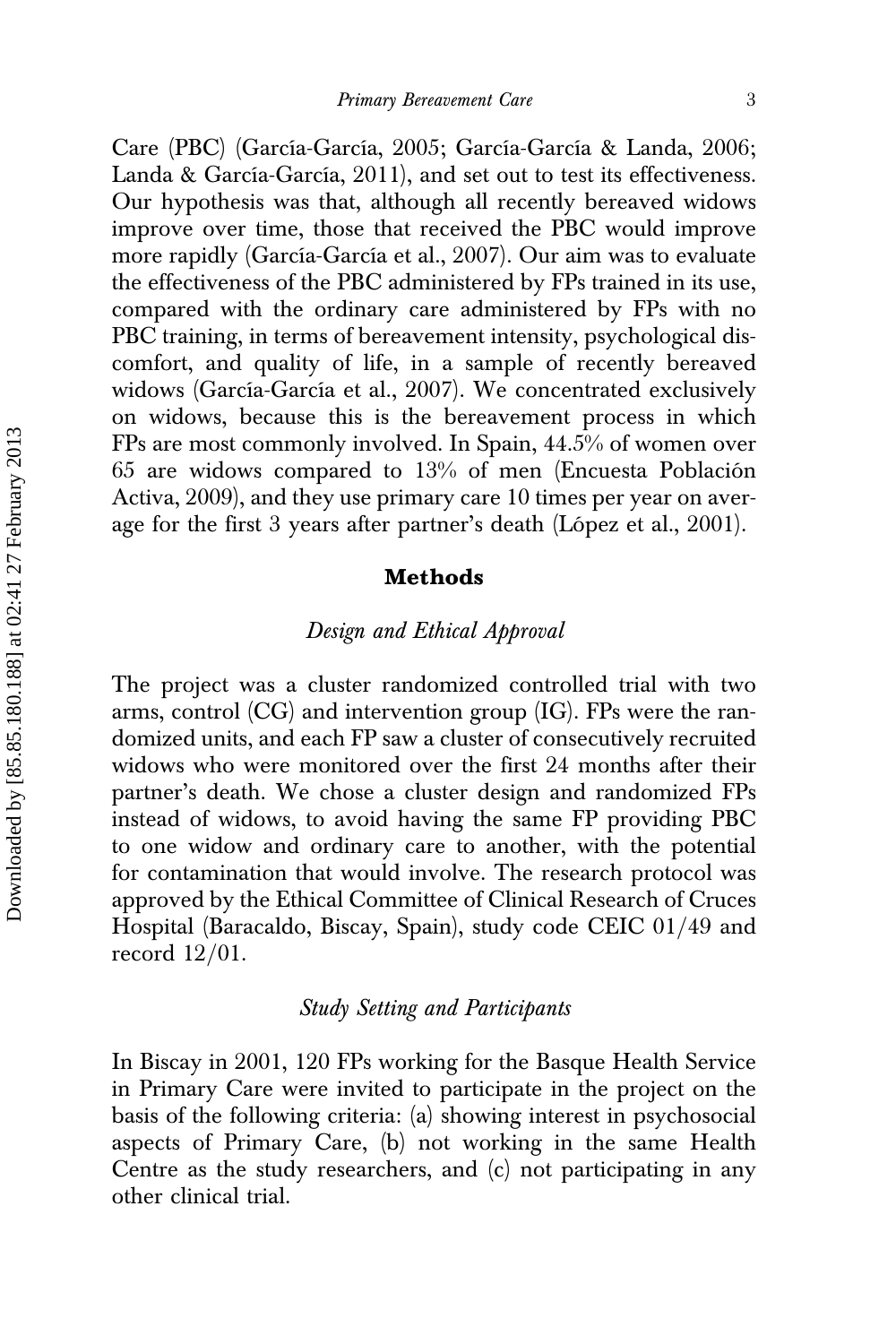Care (PBC) (García-García, 2005; García-García & Landa, 2006; Landa & García-García, 2011), and set out to test its effectiveness. Our hypothesis was that, although all recently bereaved widows improve over time, those that received the PBC would improve more rapidly (García-García et al., 2007). Our aim was to evaluate the effectiveness of the PBC administered by FPs trained in its use, compared with the ordinary care administered by FPs with no PBC training, in terms of bereavement intensity, psychological discomfort, and quality of life, in a sample of recently bereaved widows (García-García et al., 2007). We concentrated exclusively on widows, because this is the bereavement process in which FPs are most commonly involved. In Spain, 44.5% of women over 65 are widows compared to 13% of men (Encuesta Población Activa, 2009), and they use primary care 10 times per year on average for the first 3 years after partner's death (López et al., 2001).

## Methods

### *Design and Ethical Approval*

The project was a cluster randomized controlled trial with two arms, control (CG) and intervention group (IG). FPs were the randomized units, and each FP saw a cluster of consecutively recruited widows who were monitored over the first 24 months after their partner's death. We chose a cluster design and randomized FPs instead of widows, to avoid having the same FP providing PBC to one widow and ordinary care to another, with the potential for contamination that would involve. The research protocol was approved by the Ethical Committee of Clinical Research of Cruces Hospital (Baracaldo, Biscay, Spain), study code CEIC 01/49 and record 12/01.

### *Study Setting and Participants*

In Biscay in 2001, 120 FPs working for the Basque Health Service in Primary Care were invited to participate in the project on the basis of the following criteria: (a) showing interest in psychosocial aspects of Primary Care, (b) not working in the same Health Centre as the study researchers, and (c) not participating in any other clinical trial.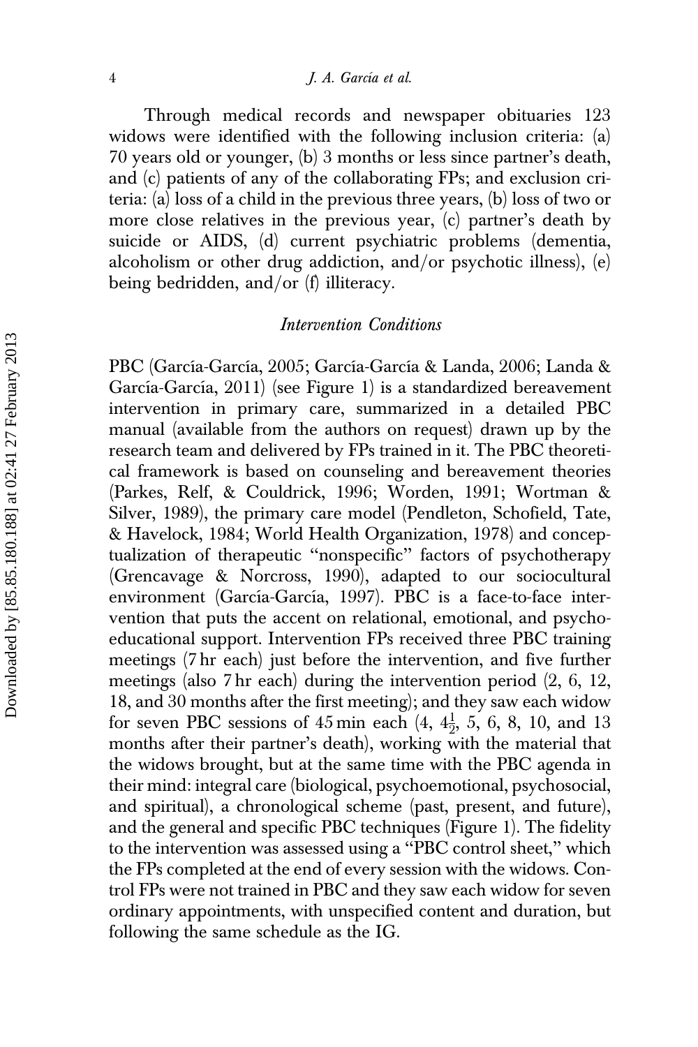Through medical records and newspaper obituaries 123 widows were identified with the following inclusion criteria: (a) 70 years old or younger, (b) 3 months or less since partner's death, and (c) patients of any of the collaborating FPs; and exclusion criteria: (a) loss of a child in the previous three years, (b) loss of two or more close relatives in the previous year, (c) partner's death by suicide or AIDS, (d) current psychiatric problems (dementia, alcoholism or other drug addiction, and/or psychotic illness), (e) being bedridden, and/or (f) illiteracy.

### *Intervention Conditions*

PBC (García-García, 2005; García-García & Landa, 2006; Landa & García-García, 2011) (see Figure 1) is a standardized bereavement intervention in primary care, summarized in a detailed PBC manual (available from the authors on request) drawn up by the research team and delivered by FPs trained in it. The PBC theoretical framework is based on counseling and bereavement theories (Parkes, Relf, & Couldrick, 1996; Worden, 1991; Wortman & Silver, 1989), the primary care model (Pendleton, Schofield, Tate, & Havelock, 1984; World Health Organization, 1978) and conceptualization of therapeutic "nonspecific" factors of psychotherapy (Grencavage & Norcross, 1990), adapted to our sociocultural environment (García-García, 1997). PBC is a face-to-face intervention that puts the accent on relational, emotional, and psychoeducational support. Intervention FPs received three PBC training meetings (7 hr each) just before the intervention, and five further meetings (also 7 hr each) during the intervention period (2, 6, 12, 18, and 30 months after the first meeting); and they saw each widow for seven PBC sessions of 45 min each (4, $4\frac{1}{2}$, 5, 6, 8, 10, and 13 months after their partner's death), working with the material that the widows brought, but at the same time with the PBC agenda in their mind: integral care (biological, psychoemotional, psychosocial, and spiritual), a chronological scheme (past, present, and future), and the general and specific PBC techniques (Figure 1). The fidelity to the intervention was assessed using a "PBC control sheet," which the FPs completed at the end of every session with the widows. Control FPs were not trained in PBC and they saw each widow for seven ordinary appointments, with unspecified content and duration, but following the same schedule as the IG.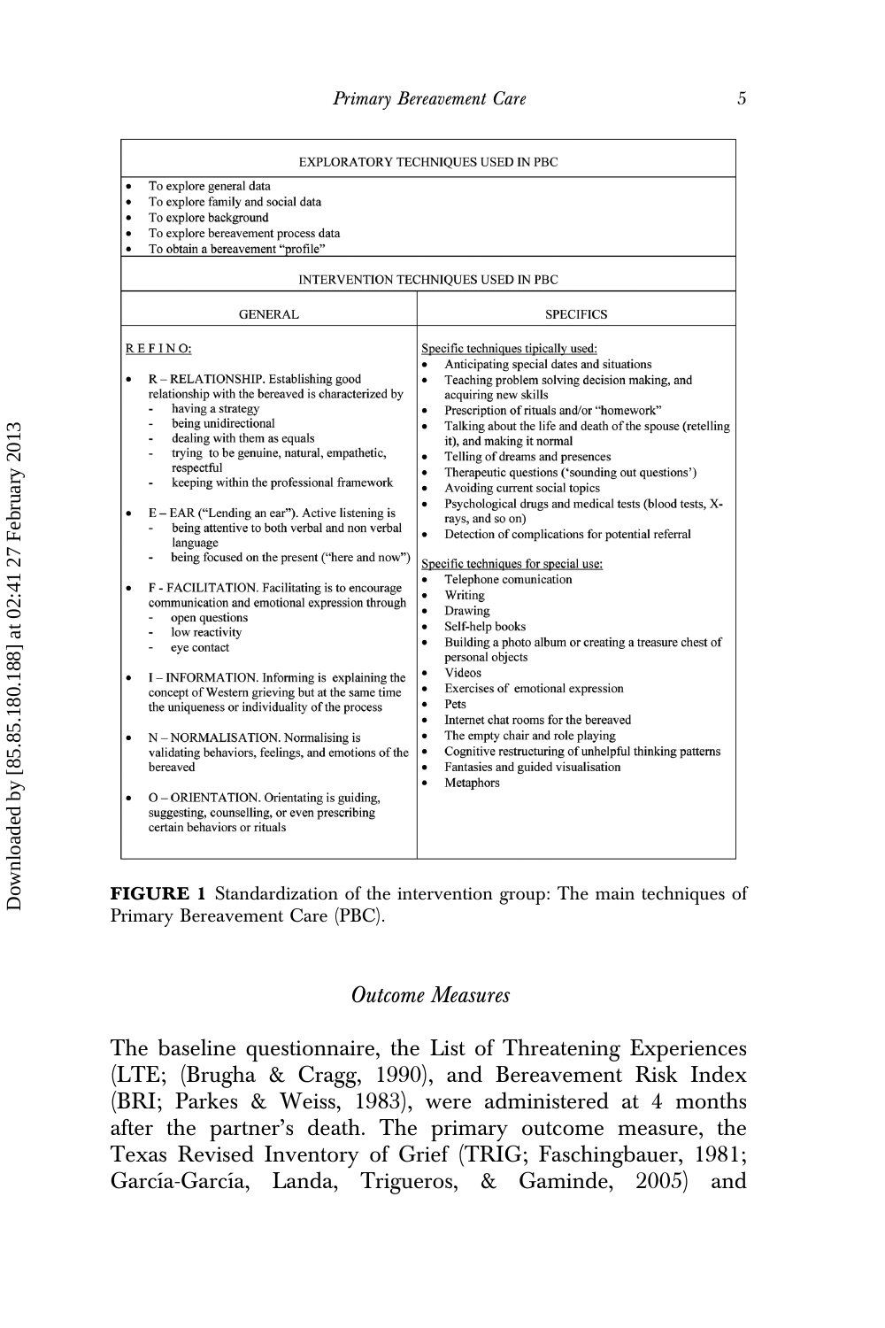| EXPLORATORY TECHNIQUES USED IN PBC | |
|---|---|
| • To explore general data<br>• To explore family and social data<br>• To explore background<br>• To explore bereavement process data<br>• To obtain a bereavement "profile" | |
| INTERVENTION TECHNIQUES USED IN PBC | |
| GENERAL | SPECIFICS |
| REFINO:<br><br>• R – RELATIONSHIP. Establishing good relationship with the bereaved is characterized by<br>- having a strategy<br>- being unidirectional<br>- dealing with them as equals<br>- trying to be genuine, natural, empathetic, respectful<br>- keeping within the professional framework<br><br>• E – EAR ("Lending an ear"). Active listening is<br>- being attentive to both verbal and non verbal language<br>- being focused on the present ("here and now")<br><br>• F - FACILITATION. Facilitating is to encourage communication and emotional expression through<br>- open questions<br>- low reactivity<br>- eye contact<br><br>• I – INFORMATION. Informing is explaining the concept of Western grieving but at the same time the uniqueness or individuality of the process<br><br>• N – NORMALISATION. Normalising is validating behaviors, feelings, and emotions of the bereaved<br><br>• O – ORIENTATION. Orientating is guiding, suggesting, counselling, or even prescribing certain behaviors or rituals | Specific techniques typically used:<br>• Anticipating special dates and situations<br>• Teaching problem solving decision making, and acquiring new skills<br>• Prescription of rituals and/or "homework"<br>• Talking about the life and death of the spouse (retelling it), and making it normal<br>• Telling of dreams and presences<br>• Therapeutic questions ('sounding out questions')<br>• Avoiding current social topics<br>• Psychological drugs and medical tests (blood tests, X-rays, and so on)<br>• Detection of complications for potential referral<br><br>Specific techniques for special use:<br>• Telephone comunication<br>• Writing<br>• Drawing<br>• Self-help books<br>• Building a photo album or creating a treasure chest of personal objects<br>• Videos<br>• Exercises of emotional expression<br>• Pets<br>• Internet chat rooms for the bereaved<br>• The empty chair and role playing<br>• Cognitive restructuring of unhelpful thinking patterns<br>• Fantasies and guided visualisation<br>• Metaphors |

**FIGURE 1** Standardization of the intervention group: The main techniques of Primary Bereavement Care (PBC).

## *Outcome Measures*

The baseline questionnaire, the List of Threatening Experiences (LTE; (Brugha & Cragg, 1990), and Bereavement Risk Index (BRI; Parkes & Weiss, 1983), were administered at 4 months after the partner's death. The primary outcome measure, the Texas Revised Inventory of Grief (TRIG; Faschingbauer, 1981; García-García, Landa, Trigueros, & Gaminde, 2005) and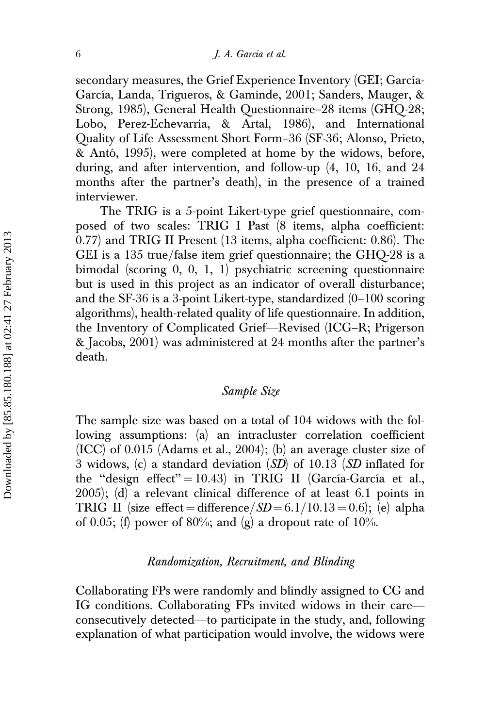secondary measures, the Grief Experience Inventory (GEI; García-García, Landa, Trigueros, & Gaminde, 2001; Sanders, Mauger, & Strong, 1985), General Health Questionnaire–28 items (GHQ-28; Lobo, Perez-Echevarria, & Artal, 1986), and International Quality of Life Assessment Short Form–36 (SF-36; Alonso, Prieto, & Antó, 1995), were completed at home by the widows, before, during, and after intervention, and follow-up (4, 10, 16, and 24 months after the partner's death), in the presence of a trained interviewer.

The TRIG is a 5-point Likert-type grief questionnaire, composed of two scales: TRIG I Past (8 items, alpha coefficient: 0.77) and TRIG II Present (13 items, alpha coefficient: 0.86). The GEI is a 135 true/false item grief questionnaire; the GHQ-28 is a bimodal (scoring 0, 0, 1, 1) psychiatric screening questionnaire but is used in this project as an indicator of overall disturbance; and the SF-36 is a 3-point Likert-type, standardized (0–100 scoring algorithms), health-related quality of life questionnaire. In addition, the Inventory of Complicated Grief—Revised (ICG–R; Prigerson & Jacobs, 2001) was administered at 24 months after the partner's death.

### *Sample Size*

The sample size was based on a total of 104 widows with the following assumptions: (a) an intracluster correlation coefficient (ICC) of 0.015 (Adams et al., 2004); (b) an average cluster size of 3 widows, (c) a standard deviation (*SD*) of 10.13 (*SD* inflated for the "design effect" = 10.43) in TRIG II (García-García et al., 2005); (d) a relevant clinical difference of at least 6.1 points in TRIG II (size effect = difference/*SD* = 6.1/10.13 = 0.6); (e) alpha of 0.05; (f) power of 80%; and (g) a dropout rate of 10%.

### *Randomization, Recruitment, and Blinding*

Collaborating FPs were randomly and blindly assigned to CG and IG conditions. Collaborating FPs invited widows in their care—consecutively detected—to participate in the study, and, following explanation of what participation would involve, the widows were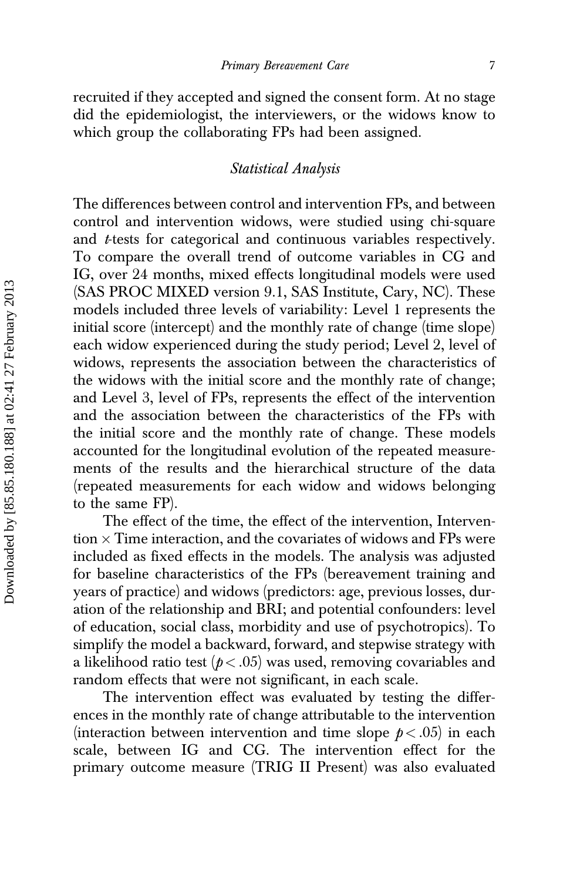recruited if they accepted and signed the consent form. At no stage did the epidemiologist, the interviewers, or the widows know to which group the collaborating FPs had been assigned.

### *Statistical Analysis*

The differences between control and intervention FPs, and between control and intervention widows, were studied using chi-square and *t*-tests for categorical and continuous variables respectively. To compare the overall trend of outcome variables in CG and IG, over 24 months, mixed effects longitudinal models were used (SAS PROC MIXED version 9.1, SAS Institute, Cary, NC). These models included three levels of variability: Level 1 represents the initial score (intercept) and the monthly rate of change (time slope) each widow experienced during the study period; Level 2, level of widows, represents the association between the characteristics of the widows with the initial score and the monthly rate of change; and Level 3, level of FPs, represents the effect of the intervention and the association between the characteristics of the FPs with the initial score and the monthly rate of change. These models accounted for the longitudinal evolution of the repeated measurements of the results and the hierarchical structure of the data (repeated measurements for each widow and widows belonging to the same FP).

The effect of the time, the effect of the intervention, Intervention $\times$ Time interaction, and the covariates of widows and FPs were included as fixed effects in the models. The analysis was adjusted for baseline characteristics of the FPs (bereavement training and years of practice) and widows (predictors: age, previous losses, duration of the relationship and BRI; and potential confounders: level of education, social class, morbidity and use of psychotropics). To simplify the model a backward, forward, and stepwise strategy with a likelihood ratio test ($p < .05$) was used, removing covariables and random effects that were not significant, in each scale.

The intervention effect was evaluated by testing the differences in the monthly rate of change attributable to the intervention (interaction between intervention and time slope $p < .05$) in each scale, between IG and CG. The intervention effect for the primary outcome measure (TRIG II Present) was also evaluated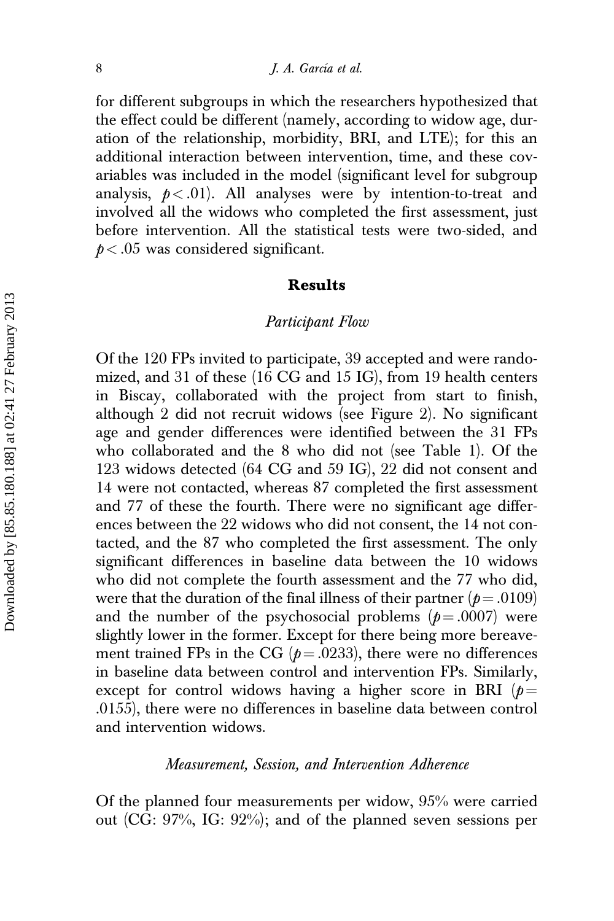for different subgroups in which the researchers hypothesized that the effect could be different (namely, according to widow age, duration of the relationship, morbidity, BRI, and LTE); for this an additional interaction between intervention, time, and these covariables was included in the model (significant level for subgroup analysis, $p < .01$). All analyses were by intention-to-treat and involved all the widows who completed the first assessment, just before intervention. All the statistical tests were two-sided, and $p < .05$ was considered significant.

## Results

### *Participant Flow*

Of the 120 FPs invited to participate, 39 accepted and were randomized, and 31 of these (16 CG and 15 IG), from 19 health centers in Biscay, collaborated with the project from start to finish, although 2 did not recruit widows (see Figure 2). No significant age and gender differences were identified between the 31 FPs who collaborated and the 8 who did not (see Table 1). Of the 123 widows detected (64 CG and 59 IG), 22 did not consent and 14 were not contacted, whereas 87 completed the first assessment and 77 of these the fourth. There were no significant age differences between the 22 widows who did not consent, the 14 not contacted, and the 87 who completed the first assessment. The only significant differences in baseline data between the 10 widows who did not complete the fourth assessment and the 77 who did, were that the duration of the final illness of their partner ($p = .0109$) and the number of the psychosocial problems ($p = .0007$) were slightly lower in the former. Except for there being more bereavement trained FPs in the CG ($p = .0233$), there were no differences in baseline data between control and intervention FPs. Similarly, except for control widows having a higher score in BRI ($p = .0155$), there were no differences in baseline data between control and intervention widows.

### *Measurement, Session, and Intervention Adherence*

Of the planned four measurements per widow, 95% were carried out (CG: 97%, IG: 92%); and of the planned seven sessions per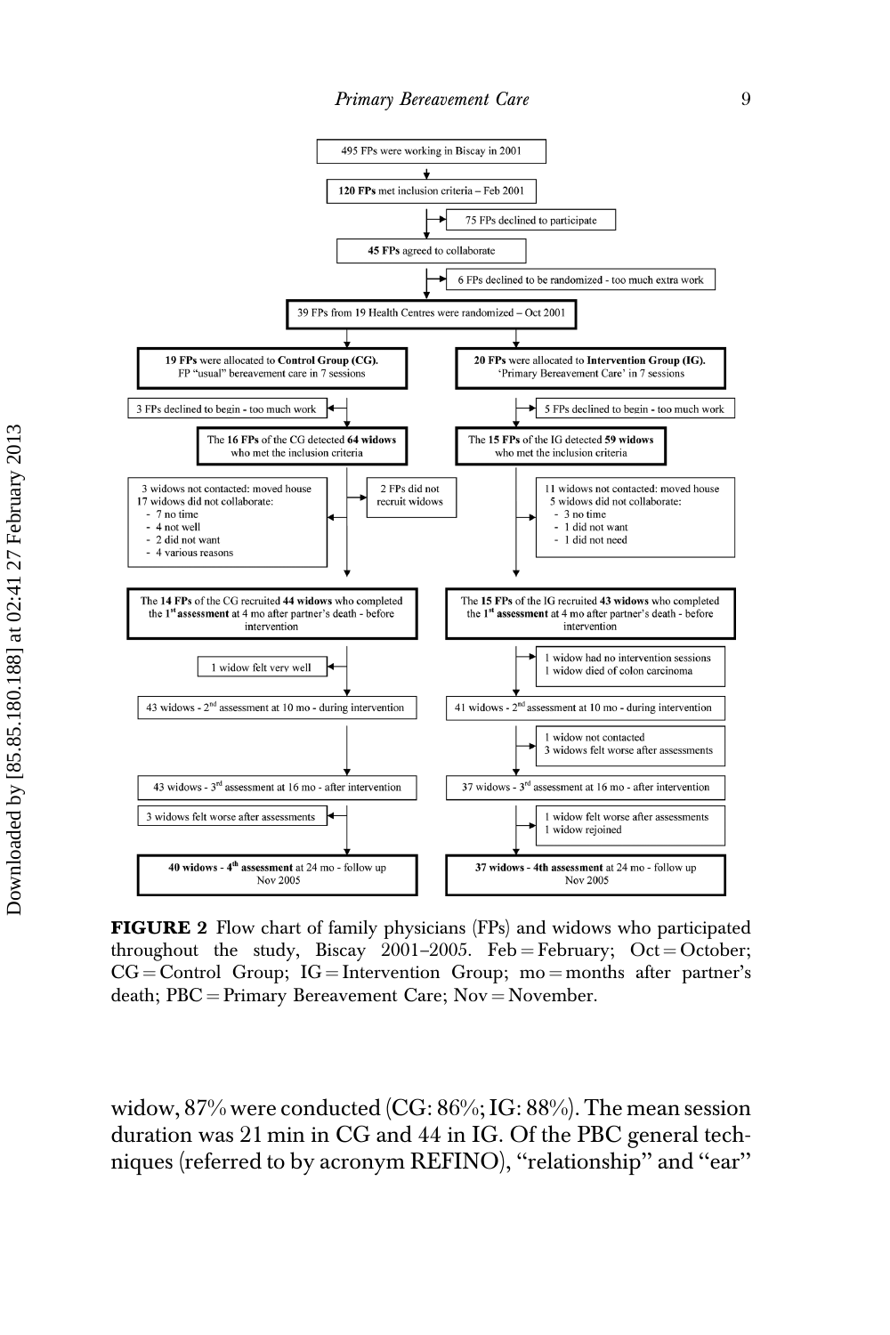495 FPs were working in Biscay in 2001

**120 FPs** met inclusion criteria – Feb 2001

75 FPs declined to participate

**45 FPs** agreed to collaborate

6 FPs declined to be randomized - too much extra work

39 FPs from 19 Health Centres were randomized – Oct 2001

**19 FPs** were allocated to **Control Group (CG).** FP "usual" bereavement care in 7 sessions

**20 FPs** were allocated to **Intervention Group (IG).** 'Primary Bereavement Care' in 7 sessions

3 FPs declined to begin - too much work

5 FPs declined to begin - too much work

The **16 FPs** of the CG detected **64 widows** who met the inclusion criteria

The **15 FPs** of the IG detected **59 widows** who met the inclusion criteria

3 widows not contacted: moved house
17 widows did not collaborate:
- 7 no time
- 4 not well
- 2 did not want
- 4 various reasons

2 FPs did not recruit widows

11 widows not contacted: moved house
5 widows did not collaborate:
- 3 no time
- 1 did not want
- 1 did not need

The **14 FPs** of the CG recruited **44 widows** who completed the 1[st] **assessment** at 4 mo after partner's death - before intervention

The **15 FPs** of the IG recruited **43 widows** who completed the 1[st] **assessment** at 4 mo after partner's death - before intervention

1 widow felt very well

1 widow had no intervention sessions
1 widow died of colon carcinoma

43 widows - 2[nd] assessment at 10 mo - during intervention

41 widows - 2[nd] assessment at 10 mo - during intervention

1 widow not contacted
3 widows felt worse after assessments

43 widows - 3[rd] assessment at 16 mo - after intervention

37 widows - 3[rd] assessment at 16 mo - after intervention

3 widows felt worse after assessments

1 widow felt worse after assessments
1 widow rejoined

**40 widows - 4[th] assessment** at 24 mo - follow up Nov 2005

**37 widows - 4th assessment** at 24 mo - follow up Nov 2005

**FIGURE 2** Flow chart of family physicians (FPs) and widows who participated throughout the study, Biscay 2001–2005. Feb = February; Oct = October; CG = Control Group; IG = Intervention Group; mo = months after partner's death; PBC = Primary Bereavement Care; Nov = November.

widow, 87% were conducted (CG: 86%; IG: 88%). The mean session duration was 21 min in CG and 44 in IG. Of the PBC general techniques (referred to by acronym REFINO), "relationship" and "ear"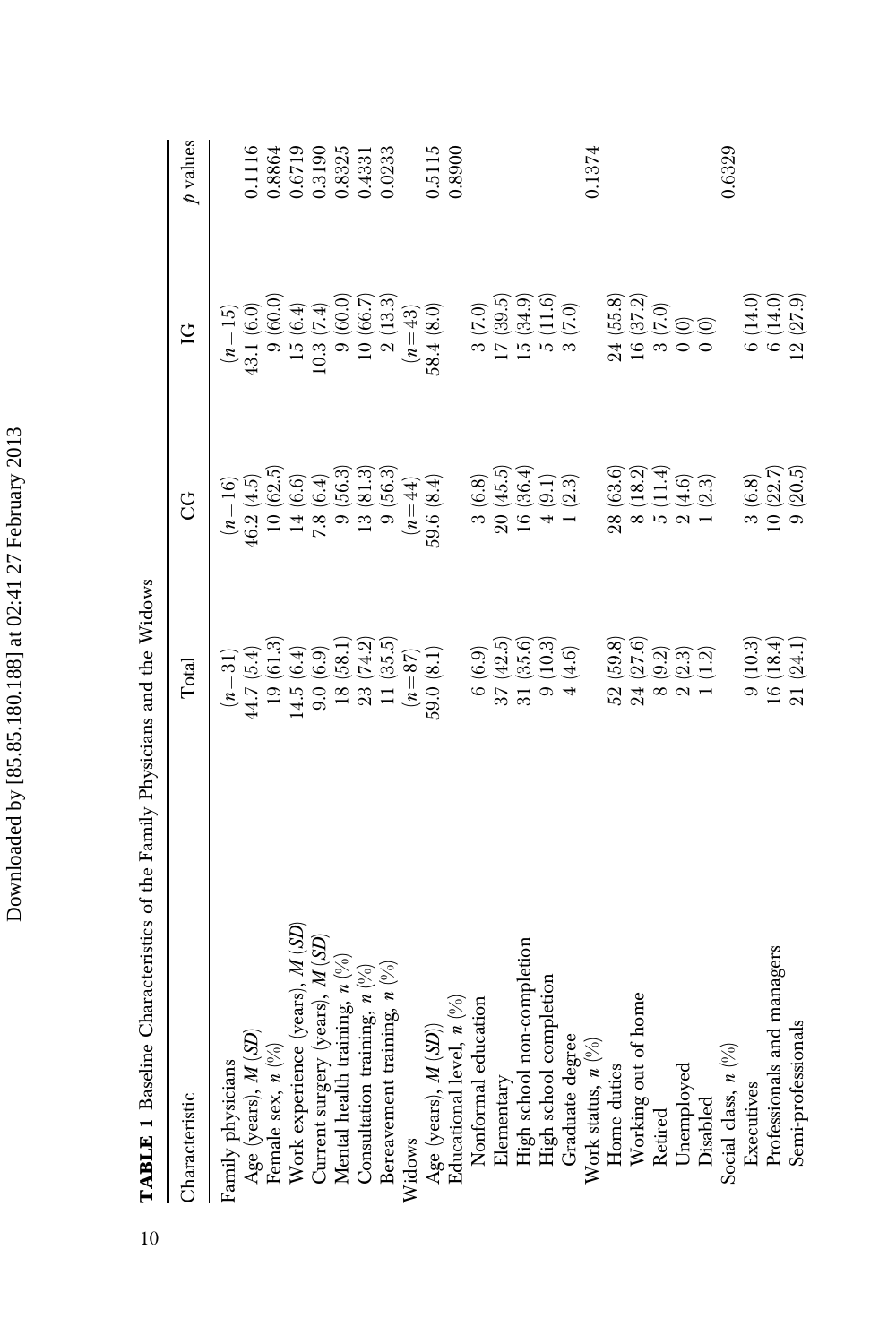**TABLE 1** Baseline Characteristics of the Family Physicians and the Widows

| Characteristic | Total | CG | IG | *p* values |
|---|---|---|---|---|
| Family physicians | (*n* = 31) | (*n* = 16) | (*n* = 15) | |
| Age (years), *M* (*SD*) | 44.7 (5.4) | 46.2 (4.5) | 43.1 (6.0) | 0.1116 |
| Female sex, *n* (%) | 19 (61.3) | 10 (62.5) | 9 (60.0) | 0.8864 |
| Work experience (years), *M* (*SD*) | 14.5 (6.4) | 14 (6.6) | 15 (6.4) | 0.6719 |
| Current surgery (years), *M* (*SD*) | 9.0 (6.9) | 7.8 (6.4) | 10.3 (7.4) | 0.3190 |
| Mental health training, *n* (%) | 18 (58.1) | 9 (56.3) | 9 (60.0) | 0.8325 |
| Consultation training, *n* (%) | 23 (74.2) | 13 (81.3) | 10 (66.7) | 0.4331 |
| Bereavement training, *n* (%) | 11 (35.5) | 9 (56.3) | 2 (13.3) | 0.0233 |
| Widows | (*n* = 87) | (*n* = 44) | (*n* = 43) | |
| Age (years), *M* (*SD*)) | 59.0 (8.1) | 59.6 (8.4) | 58.4 (8.0) | 0.5115 |
| Educational level, *n* (%) | | | | 0.8900 |
| Nonformal education | 6 (6.9) | 3 (6.8) | 3 (7.0) | |
| Elementary | 37 (42.5) | 20 (45.5) | 17 (39.5) | |
| High school non-completion | 31 (35.6) | 16 (36.4) | 15 (34.9) | |
| High school completion | 9 (10.3) | 4 (9.1) | 5 (11.6) | |
| Graduate degree | 4 (4.6) | 1 (2.3) | 3 (7.0) | |
| Work status, *n* (%) | | | | 0.1374 |
| Home duties | 52 (59.8) | 28 (63.6) | 24 (55.8) | |
| Working out of home | 24 (27.6) | 8 (18.2) | 16 (37.2) | |
| Retired | 8 (9.2) | 5 (11.4) | 3 (7.0) | |
| Unemployed | 2 (2.3) | 2 (4.6) | 0 (0) | |
| Disabled | 1 (1.2) | 1 (2.3) | 0 (0) | |
| Social class, *n* (%) | | | | 0.6329 |
| Executives | 9 (10.3) | 3 (6.8) | 6 (14.0) | |
| Professionals and managers | 16 (18.4) | 10 (22.7) | 6 (14.0) | |
| Semi-professionals | 21 (24.1) | 9 (20.5) | 12 (27.9) | |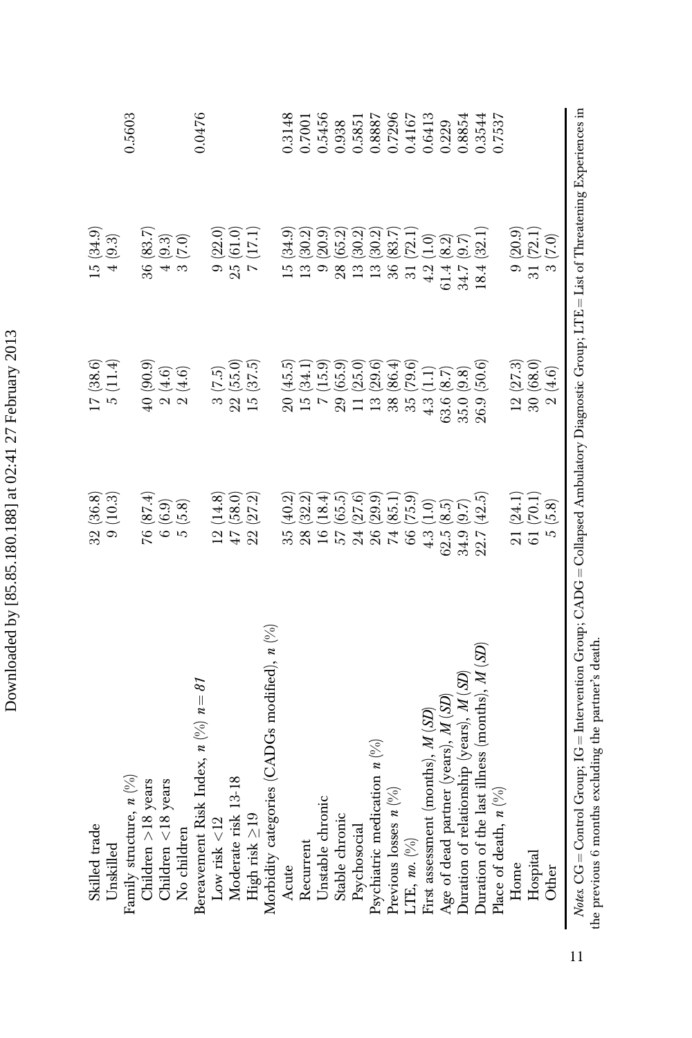| | | | | |
|---|---|---|---|---|
| Skilled trade | 32 (36.8) | 17 (38.6) | 15 (34.9) | |
| Unskilled | 9 (10.3) | 5 (11.4) | 4 (9.3) | |
| Family structure, *n* (%) | | | | 0.5603 |
| Children >18 years | 76 (87.4) | 40 (90.9) | 36 (83.7) | |
| Children <18 years | 6 (6.9) | 2 (4.6) | 4 (9.3) | |
| No children | 5 (5.8) | 2 (4.6) | 3 (7.0) | |
| Bereavement Risk Index, *n* (%) *n* = *81* | | | | 0.0476 |
| Low risk <12 | 12 (14.8) | 3 (7.5) | 9 (22.0) | |
| Moderate risk 13-18 | 47 (58.0) | 22 (55.0) | 25 (61.0) | |
| High risk ≥19 | 22 (27.2) | 15 (37.5) | 7 (17.1) | |
| Morbidity categories (CADGs modified), *n* (%) | | | | |
| Acute | 35 (40.2) | 20 (45.5) | 15 (34.9) | 0.3148 |
| Recurrent | 28 (32.2) | 15 (34.1) | 13 (30.2) | 0.7001 |
| Unstable chronic | 16 (18.4) | 7 (15.9) | 9 (20.9) | 0.5456 |
| Stable chronic | 57 (65.5) | 29 (65.9) | 28 (65.2) | 0.938 |
| Psychosocial | 24 (27.6) | 11 (25.0) | 13 (30.2) | 0.5851 |
| Psychiatric medication *n* (%) | 26 (29.9) | 13 (29.6) | 13 (30.2) | 0.8887 |
| Previous losses *n* (%) | 74 (85.1) | 38 (86.4) | 36 (83.7) | 0.7296 |
| LTE, *no.* (%) | 66 (75.9) | 35 (79.6) | 31 (72.1) | 0.4167 |
| First assessment (months), *M* (*SD*) | 4.3 (1.0) | 4.3 (1.1) | 4.2 (1.0) | 0.6413 |
| Age of dead partner (years), *M* (*SD*) | 62.5 (8.5) | 63.6 (8.7) | 61.4 (8.2) | 0.229 |
| Duration of relationship (years), *M* (*SD*) | 34.9 (9.7) | 35.0 (9.8) | 34.7 (9.7) | 0.8854 |
| Duration of the last illness (months), *M* (*SD*) | 22.7 (42.5) | 26.9 (50.6) | 18.4 (32.1) | 0.3544 |
| Place of death, *n* (%) | | | | 0.7537 |
| Home | 21 (24.1) | 12 (27.3) | 9 (20.9) | |
| Hospital | 61 (70.1) | 30 (68.0) | 31 (72.1) | |
| Other | 5 (5.8) | 2 (4.6) | 3 (7.0) | |

*Notes.* CG = Control Group; IG = Intervention Group; CADG = Collapsed Ambulatory Diagnostic Group; LTE = List of Threatening Experiences in the previous 6 months excluding the partner's death.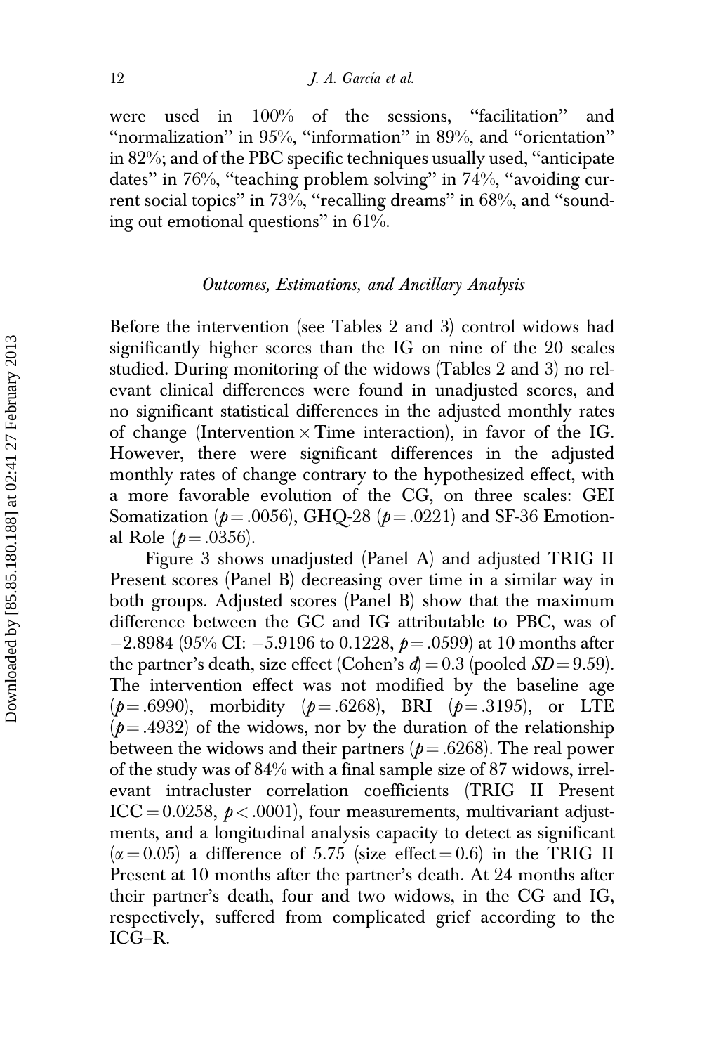were used in 100% of the sessions, "facilitation" and "normalization" in 95%, "information" in 89%, and "orientation" in 82%; and of the PBC specific techniques usually used, "anticipate dates" in 76%, "teaching problem solving" in 74%, "avoiding current social topics" in 73%, "recalling dreams" in 68%, and "sounding out emotional questions" in 61%.

### *Outcomes, Estimations, and Ancillary Analysis*

Before the intervention (see Tables 2 and 3) control widows had significantly higher scores than the IG on nine of the 20 scales studied. During monitoring of the widows (Tables 2 and 3) no relevant clinical differences were found in unadjusted scores, and no significant statistical differences in the adjusted monthly rates of change (Intervention $\times$ Time interaction), in favor of the IG. However, there were significant differences in the adjusted monthly rates of change contrary to the hypothesized effect, with a more favorable evolution of the CG, on three scales: GEI Somatization ($p = .0056$), GHQ-28 ($p = .0221$) and SF-36 Emotional Role ($p = .0356$).

Figure 3 shows unadjusted (Panel A) and adjusted TRIG II Present scores (Panel B) decreasing over time in a similar way in both groups. Adjusted scores (Panel B) show that the maximum difference between the GC and IG attributable to PBC, was of $-2.8984$ (95% CI: $-5.9196$ to $0.1228$, $p = .0599$) at 10 months after the partner's death, size effect (Cohen's $d$) = 0.3 (pooled $SD = 9.59$). The intervention effect was not modified by the baseline age ($p = .6990$), morbidity ($p = .6268$), BRI ($p = .3195$), or LTE ($p = .4932$) of the widows, nor by the duration of the relationship between the widows and their partners ($p = .6268$). The real power of the study was of 84% with a final sample size of 87 widows, irrelevant intracluster correlation coefficients (TRIG II Present ICC = 0.0258, $p < .0001$), four measurements, multivariant adjustments, and a longitudinal analysis capacity to detect as significant ($\alpha = 0.05$) a difference of 5.75 (size effect = 0.6) in the TRIG II Present at 10 months after the partner's death. At 24 months after their partner's death, four and two widows, in the CG and IG, respectively, suffered from complicated grief according to the ICG–R.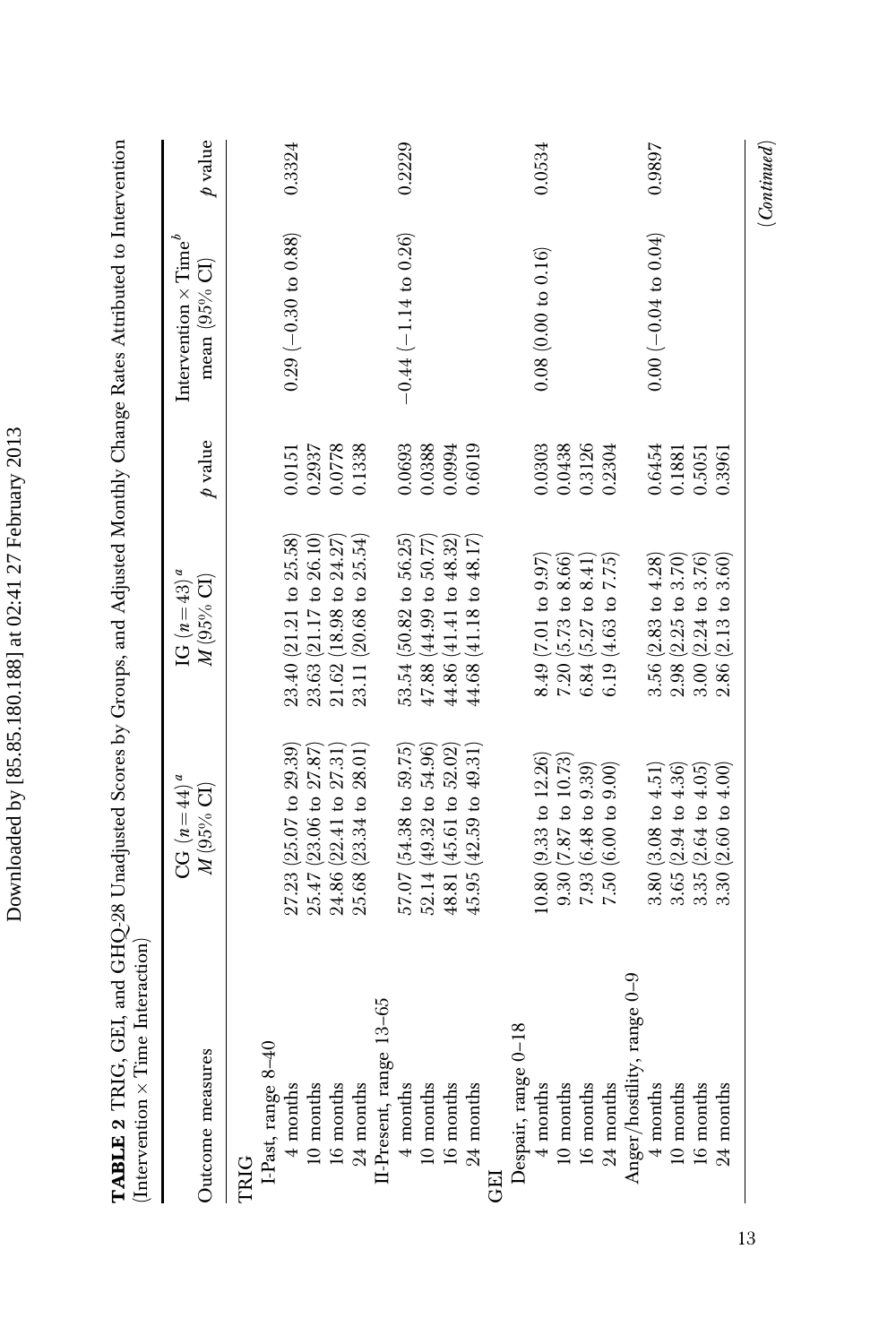**TABLE 2** TRIG, GEI, and GHQ-28 Unadjusted Scores by Groups, and Adjusted Monthly Change Rates Attributed to Intervention (Intervention × Time Interaction)

| Outcome measures | CG ($n = 44$)[a] $M$ (95% CI) | IG ($n = 43$)[a] $M$ (95% CI) | $p$ value | Intervention × Time[b] mean (95% CI) | $p$ value |
|---|---|---|---|---|---|
| TRIG | | | | | |
| I-Past, range 8–40 | | | | | |
| 4 months | 27.23 (25.07 to 29.39) | 23.40 (21.21 to 25.58) | 0.0151 | 0.29 (−0.30 to 0.88) | 0.3324 |
| 10 months | 25.47 (23.06 to 27.87) | 23.63 (21.17 to 26.10) | 0.2937 | | |
| 16 months | 24.86 (22.41 to 27.31) | 21.62 (18.98 to 24.27) | 0.0778 | | |
| 24 months | 25.68 (23.34 to 28.01) | 23.11 (20.68 to 25.54) | 0.1338 | | |
| II-Present, range 13–65 | | | | | |
| 4 months | 57.07 (54.38 to 59.75) | 53.54 (50.82 to 56.25) | 0.0693 | −0.44 (−1.14 to 0.26) | 0.2229 |
| 10 months | 52.14 (49.32 to 54.96) | 47.88 (44.99 to 50.77) | 0.0388 | | |
| 16 months | 48.81 (45.61 to 52.02) | 44.86 (41.41 to 48.32) | 0.0994 | | |
| 24 months | 45.95 (42.59 to 49.31) | 44.68 (41.18 to 48.17) | 0.6019 | | |
| GEI | | | | | |
| Despair, range 0–18 | | | | | |
| 4 months | 10.80 (9.33 to 12.26) | 8.49 (7.01 to 9.97) | 0.0303 | 0.08 (0.00 to 0.16) | 0.0534 |
| 10 months | 9.30 (7.87 to 10.73) | 7.20 (5.73 to 8.66) | 0.0438 | | |
| 16 months | 7.93 (6.48 to 9.39) | 6.84 (5.27 to 8.41) | 0.3126 | | |
| 24 months | 7.50 (6.00 to 9.00) | 6.19 (4.63 to 7.75) | 0.2304 | | |
| Anger/hostility, range 0–9 | | | | | |
| 4 months | 3.80 (3.08 to 4.51) | 3.56 (2.83 to 4.28) | 0.6454 | 0.00 (−0.04 to 0.04) | 0.9897 |
| 10 months | 3.65 (2.94 to 4.36) | 2.98 (2.25 to 3.70) | 0.1881 | | |
| 16 months | 3.35 (2.64 to 4.05) | 3.00 (2.24 to 3.76) | 0.5051 | | |
| 24 months | 3.30 (2.60 to 4.00) | 2.86 (2.13 to 3.60) | 0.3961 | | |

(*Continued*)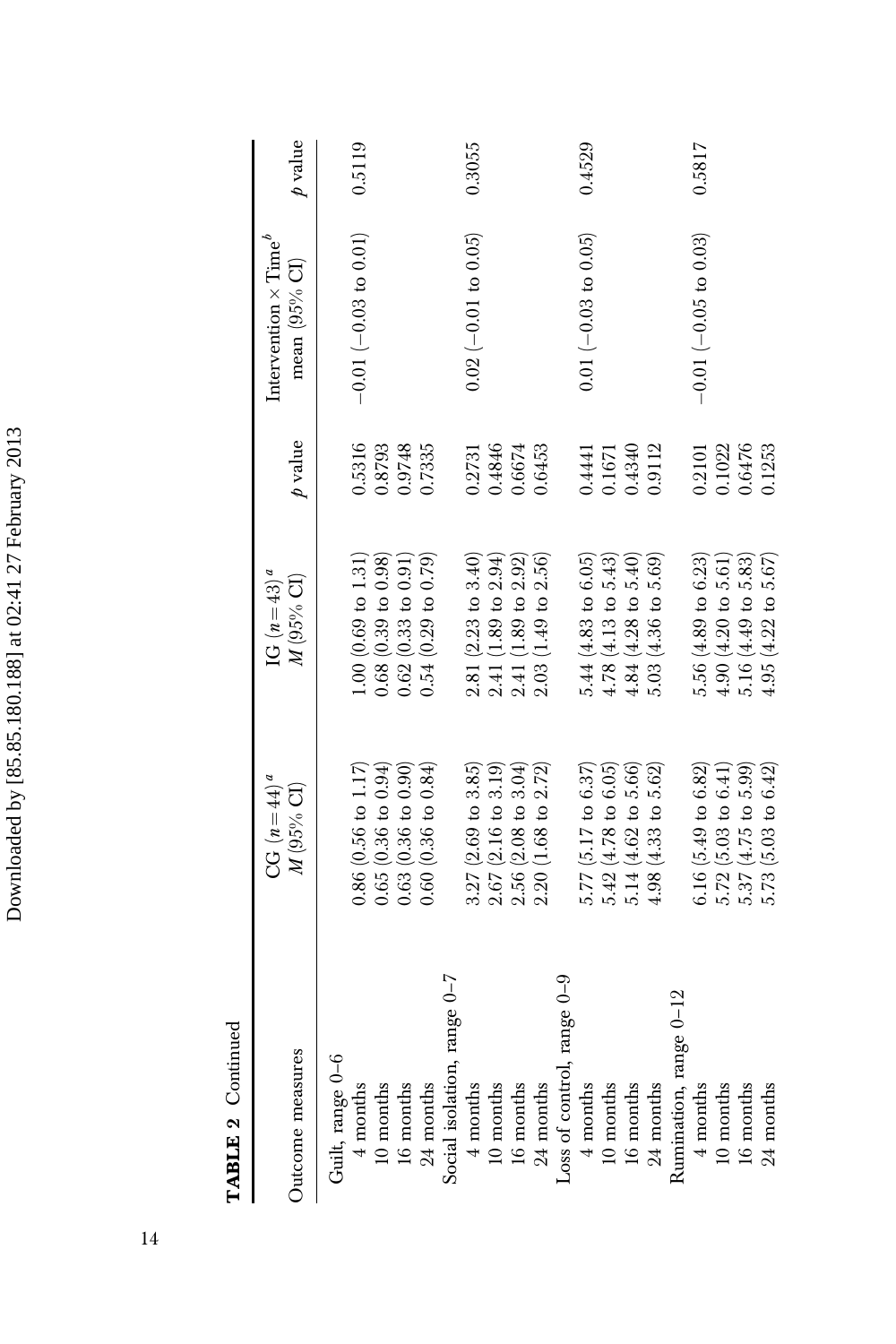**TABLE 2** Continued

| Outcome measures | CG ($n = 44$)[a] $M$ (95% CI) | IG ($n = 43$)[a] $M$ (95% CI) | $p$ value | Intervention × Time[b] mean (95% CI) | $p$ value |
|---|---|---|---|---|---|
| Guilt, range 0–6 | | | | | |
| 4 months | 0.86 (0.56 to 1.17) | 1.00 (0.69 to 1.31) | 0.5316 | −0.01 (−0.03 to 0.01) | 0.5119 |
| 10 months | 0.65 (0.36 to 0.94) | 0.68 (0.39 to 0.98) | 0.8793 | | |
| 16 months | 0.63 (0.36 to 0.90) | 0.62 (0.33 to 0.91) | 0.9748 | | |
| 24 months | 0.60 (0.36 to 0.84) | 0.54 (0.29 to 0.79) | 0.7335 | | |
| Social isolation, range 0–7 | | | | | |
| 4 months | 3.27 (2.69 to 3.85) | 2.81 (2.23 to 3.40) | 0.2731 | 0.02 (−0.01 to 0.05) | 0.3055 |
| 10 months | 2.67 (2.16 to 3.19) | 2.41 (1.89 to 2.94) | 0.4846 | | |
| 16 months | 2.56 (2.08 to 3.04) | 2.41 (1.89 to 2.92) | 0.6674 | | |
| 24 months | 2.20 (1.68 to 2.72) | 2.03 (1.49 to 2.56) | 0.6453 | | |
| Loss of control, range 0–9 | | | | | |
| 4 months | 5.77 (5.17 to 6.37) | 5.44 (4.83 to 6.05) | 0.4441 | 0.01 (−0.03 to 0.05) | 0.4529 |
| 10 months | 5.42 (4.78 to 6.05) | 4.78 (4.13 to 5.43) | 0.1671 | | |
| 16 months | 5.14 (4.62 to 5.66) | 4.84 (4.28 to 5.40) | 0.4340 | | |
| 24 months | 4.98 (4.33 to 5.62) | 5.03 (4.36 to 5.69) | 0.9112 | | |
| Rumination, range 0–12 | | | | | |
| 4 months | 6.16 (5.49 to 6.82) | 5.56 (4.89 to 6.23) | 0.2101 | −0.01 (−0.05 to 0.03) | 0.5817 |
| 10 months | 5.72 (5.03 to 6.41) | 4.90 (4.20 to 5.61) | 0.1022 | | |
| 16 months | 5.37 (4.75 to 5.99) | 5.16 (4.49 to 5.83) | 0.6476 | | |
| 24 months | 5.73 (5.03 to 6.42) | 4.95 (4.22 to 5.67) | 0.1253 | | |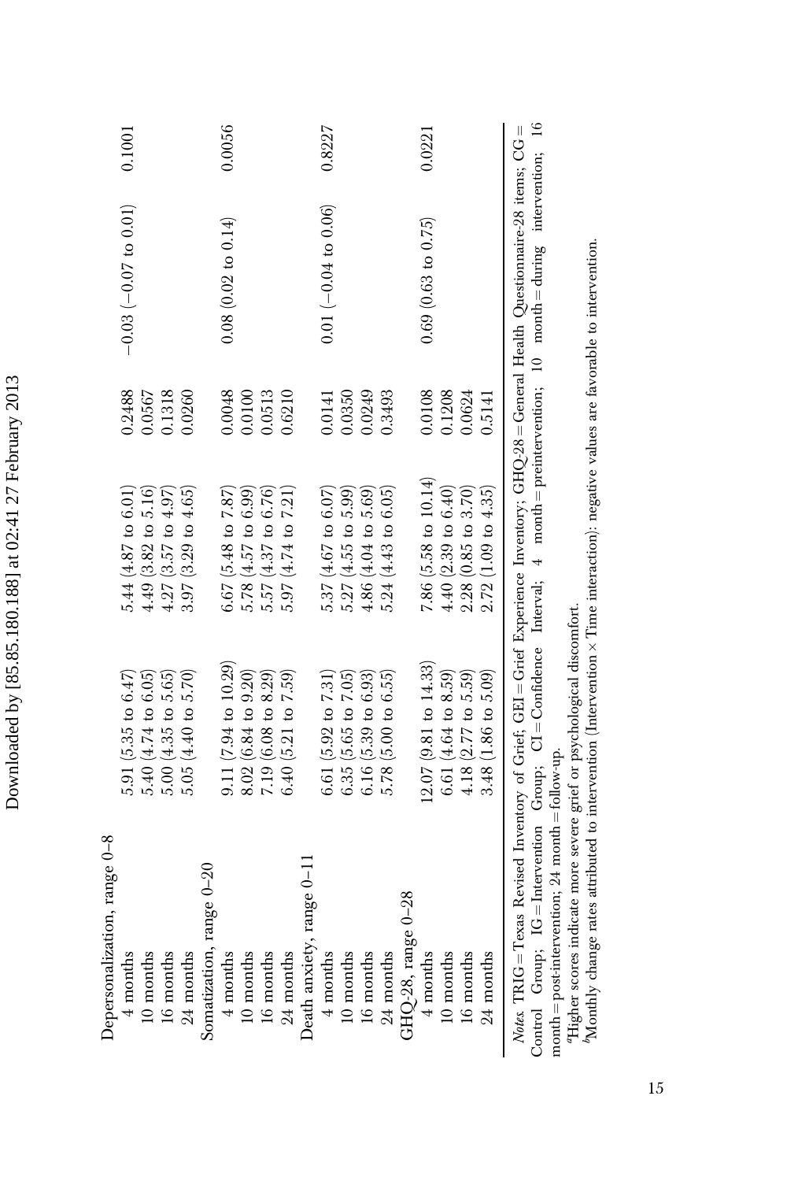| | | | | | |
|---|---|---|---|---|---|
| Depersonalization, range 0–8 | | | | | |
| 4 months | 5.91 (5.35 to 6.47) | 5.44 (4.87 to 6.01) | 0.2488 | −0.03 (−0.07 to 0.01) | 0.1001 |
| 10 months | 5.40 (4.74 to 6.05) | 4.49 (3.82 to 5.16) | 0.0567 | | |
| 16 months | 5.00 (4.35 to 5.65) | 4.27 (3.57 to 4.97) | 0.1318 | | |
| 24 months | 5.05 (4.40 to 5.70) | 3.97 (3.29 to 4.65) | 0.0260 | | |
| Somatization, range 0–20 | | | | | |
| 4 months | 9.11 (7.94 to 10.29) | 6.67 (5.48 to 7.87) | 0.0048 | 0.08 (0.02 to 0.14) | 0.0056 |
| 10 months | 8.02 (6.84 to 9.20) | 5.78 (4.57 to 6.99) | 0.0100 | | |
| 16 months | 7.19 (6.08 to 8.29) | 5.57 (4.37 to 6.76) | 0.0513 | | |
| 24 months | 6.40 (5.21 to 7.59) | 5.97 (4.74 to 7.21) | 0.6210 | | |
| Death anxiety, range 0–11 | | | | | |
| 4 months | 6.61 (5.92 to 7.31) | 5.37 (4.67 to 6.07) | 0.0141 | 0.01 (−0.04 to 0.06) | 0.8227 |
| 10 months | 6.35 (5.65 to 7.05) | 5.27 (4.55 to 5.99) | 0.0350 | | |
| 16 months | 6.16 (5.39 to 6.93) | 4.86 (4.04 to 5.69) | 0.0249 | | |
| 24 months | 5.78 (5.00 to 6.55) | 5.24 (4.43 to 6.05) | 0.3493 | | |
| GHQ-28, range 0–28 | | | | | |
| 4 months | 12.07 (9.81 to 14.33) | 7.86 (5.58 to 10.14) | 0.0108 | 0.69 (0.63 to 0.75) | 0.0221 |
| 10 months | 6.61 (4.64 to 8.59) | 4.40 (2.39 to 6.40) | 0.1208 | | |
| 16 months | 4.18 (2.77 to 5.59) | 2.28 (0.85 to 3.70) | 0.0624 | | |
| 24 months | 3.48 (1.86 to 5.09) | 2.72 (1.09 to 4.35) | 0.5141 | | |

*Notes.* TRIG = Texas Revised Inventory of Grief; GEI = Grief Experience Inventory; GHQ-28 = General Health Questionnaire-28 items; CG = Control Group; IG = Intervention Group; CI = Confidence Interval; 4 month = preintervention; 10 month = during intervention; 16 month = post-intervention; 24 month = follow-up.

[a]Higher scores indicate more severe grief or psychological discomfort.

[b]Monthly change rates attributed to intervention (Intervention × Time interaction): negative values are favorable to intervention.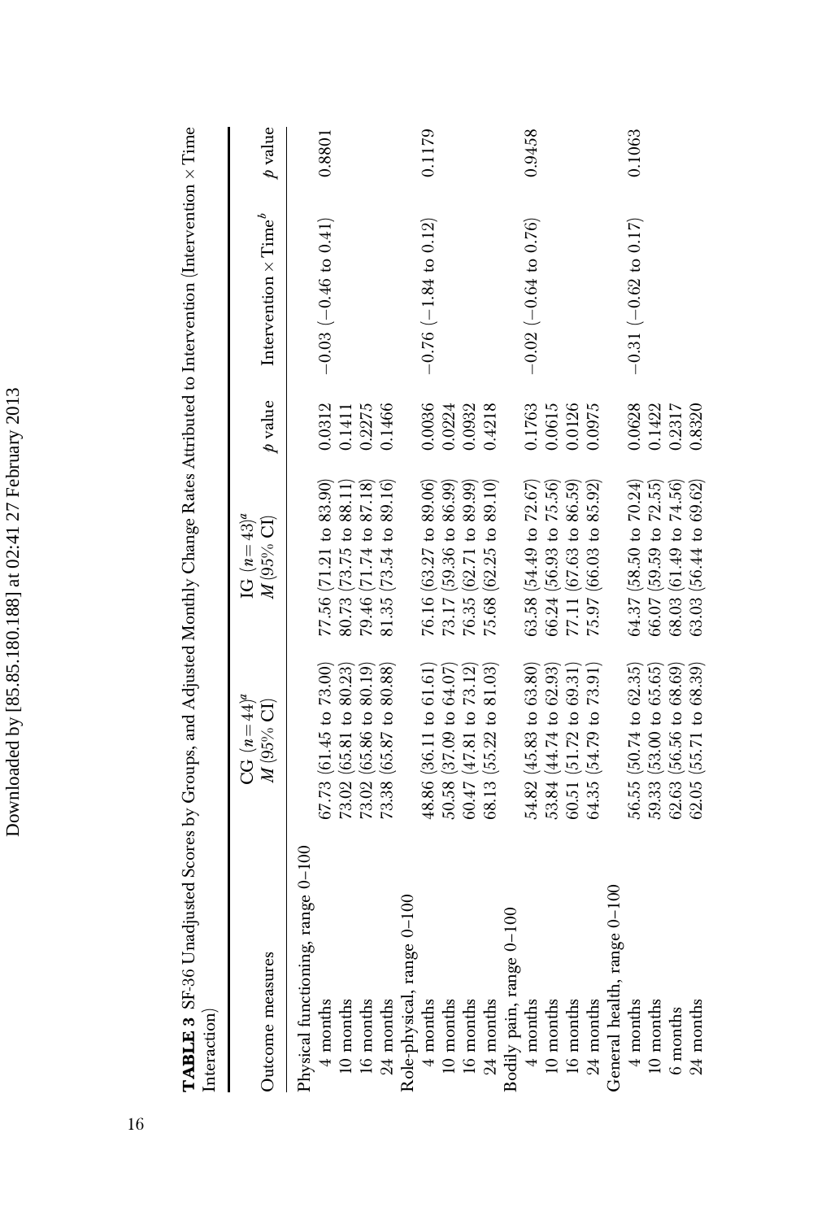**TABLE 3** SF-36 Unadjusted Scores by Groups, and Adjusted Monthly Change Rates Attributed to Intervention (Intervention × Time Interaction)

| Outcome measures | CG ($n = 44$)[a] $M$ (95% CI) | IG ($n = 43$)[a] $M$ (95% CI) | $p$ value | Intervention × Time[b] | $p$ value |
|---|---|---|---|---|---|
| Physical functioning, range 0–100 | | | | | |
| 4 months | 67.73 (61.45 to 73.00) | 77.56 (71.21 to 83.90) | 0.0312 | −0.03 (−0.46 to 0.41) | 0.8801 |
| 10 months | 73.02 (65.81 to 80.23) | 80.73 (73.75 to 88.11) | 0.1411 | | |
| 16 months | 73.02 (65.86 to 80.19) | 79.46 (71.74 to 87.18) | 0.2275 | | |
| 24 months | 73.38 (65.87 to 80.88) | 81.35 (73.54 to 89.16) | 0.1466 | | |
| Role-physical, range 0–100 | | | | | |
| 4 months | 48.86 (36.11 to 61.61) | 76.16 (63.27 to 89.06) | 0.0036 | −0.76 (−1.84 to 0.12) | 0.1179 |
| 10 months | 50.58 (37.09 to 64.07) | 73.17 (59.36 to 86.99) | 0.0224 | | |
| 16 months | 60.47 (47.81 to 73.12) | 76.35 (62.71 to 89.99) | 0.0932 | | |
| 24 months | 68.13 (55.22 to 81.03) | 75.68 (62.25 to 89.10) | 0.4218 | | |
| Bodily pain, range 0–100 | | | | | |
| 4 months | 54.82 (45.83 to 63.80) | 63.58 (54.49 to 72.67) | 0.1763 | −0.02 (−0.64 to 0.76) | 0.9458 |
| 10 months | 53.84 (44.74 to 62.93) | 66.24 (56.93 to 75.56) | 0.0615 | | |
| 16 months | 60.51 (51.72 to 69.31) | 77.11 (67.63 to 86.59) | 0.0126 | | |
| 24 months | 64.35 (54.79 to 73.91) | 75.97 (66.03 to 85.92) | 0.0975 | | |
| General health, range 0–100 | | | | | |
| 4 months | 56.55 (50.74 to 62.35) | 64.37 (58.50 to 70.24) | 0.0628 | −0.31 (−0.62 to 0.17) | 0.1063 |
| 10 months | 59.33 (53.00 to 65.65) | 66.07 (59.59 to 72.55) | 0.1422 | | |
| 6 months | 62.63 (56.56 to 68.69) | 68.03 (61.49 to 74.56) | 0.2317 | | |
| 24 months | 62.05 (55.71 to 68.39) | 63.03 (56.44 to 69.62) | 0.8320 | | |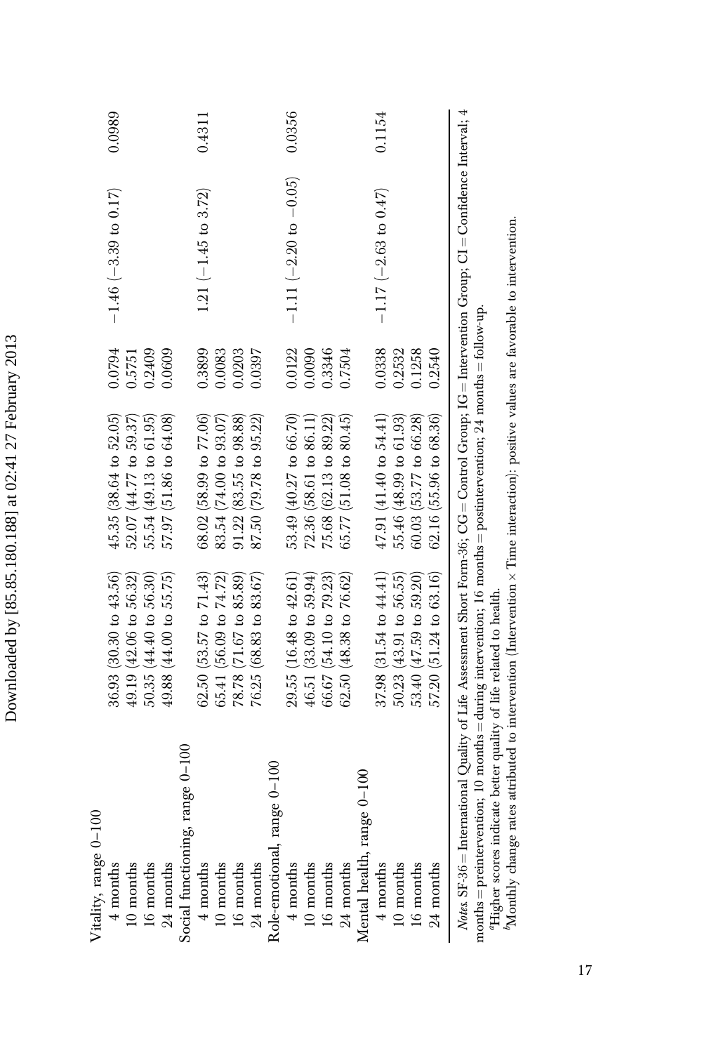| | | | | | |
|---|---|---|---|---|---|
| Vitality, range 0–100 | | | | | |
| 4 months | 36.93 (30.30 to 43.56) | 45.35 (38.64 to 52.05) | 0.0794 | −1.46 (−3.39 to 0.17) | 0.0989 |
| 10 months | 49.19 (42.06 to 56.32) | 52.07 (44.77 to 59.37) | 0.5751 | | |
| 16 months | 50.35 (44.40 to 56.30) | 55.54 (49.13 to 61.95) | 0.2409 | | |
| 24 months | 49.88 (44.00 to 55.75) | 57.97 (51.86 to 64.08) | 0.0609 | | |
| Social functioning, range 0–100 | | | | | |
| 4 months | 62.50 (53.57 to 71.43) | 68.02 (58.99 to 77.06) | 0.3899 | 1.21 (−1.45 to 3.72) | 0.4311 |
| 10 months | 65.41 (56.09 to 74.72) | 83.54 (74.00 to 93.07) | 0.0083 | | |
| 16 months | 78.78 (71.67 to 85.89) | 91.22 (83.55 to 98.88) | 0.0203 | | |
| 24 months | 76.25 (68.83 to 83.67) | 87.50 (79.78 to 95.22) | 0.0397 | | |
| Role-emotional, range 0–100 | | | | | |
| 4 months | 29.55 (16.48 to 42.61) | 53.49 (40.27 to 66.70) | 0.0122 | −1.11 (−2.20 to −0.05) | 0.0356 |
| 10 months | 46.51 (33.09 to 59.94) | 72.36 (58.61 to 86.11) | 0.0090 | | |
| 16 months | 66.67 (54.10 to 79.23) | 75.68 (62.13 to 89.22) | 0.3346 | | |
| 24 months | 62.50 (48.38 to 76.62) | 65.77 (51.08 to 80.45) | 0.7504 | | |
| Mental health, range 0–100 | | | | | |
| 4 months | 37.98 (31.54 to 44.41) | 47.91 (41.40 to 54.41) | 0.0338 | −1.17 (−2.63 to 0.47) | 0.1154 |
| 10 months | 50.23 (43.91 to 56.55) | 55.46 (48.99 to 61.93) | 0.2532 | | |
| 16 months | 53.40 (47.59 to 59.20) | 60.03 (53.77 to 66.28) | 0.1258 | | |
| 24 months | 57.20 (51.24 to 63.16) | 62.16 (55.96 to 68.36) | 0.2540 | | |

*Notes.* SF-36 = International Quality of Life Assessment Short Form-36; CG = Control Group; IG = Intervention Group; CI = Confidence Interval; 4 months = preintervention; 10 months = during intervention; 16 months = postintervention; 24 months = follow-up.

[a]Higher scores indicate better quality of life related to health.

[b]Monthly change rates attributed to intervention (Intervention × Time interaction): positive values are favorable to intervention.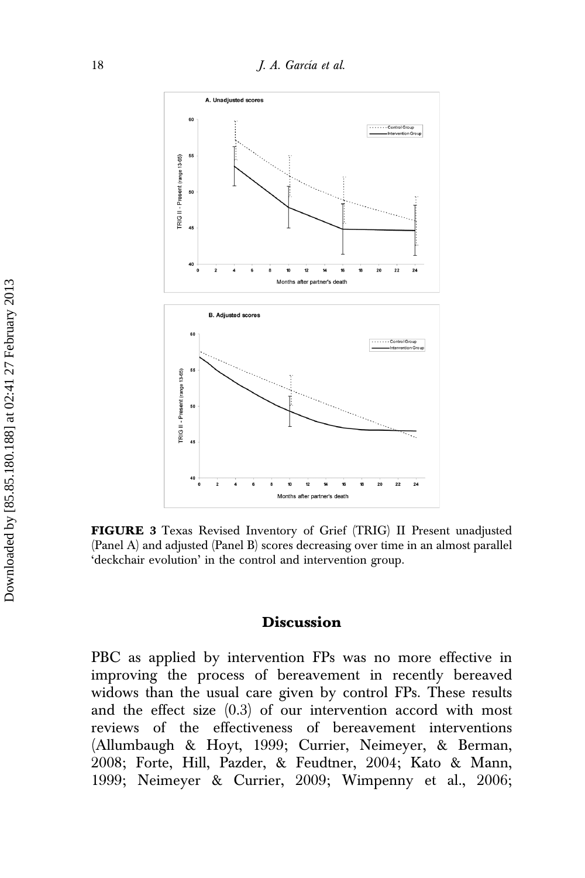FIGURE 3 Texas Revised Inventory of Grief (TRIG) II Present unadjusted (Panel A) and adjusted (Panel B) scores decreasing over time in an almost parallel 'deckchair evolution' in the control and intervention group.

## Discussion

PBC as applied by intervention FPs was no more effective in improving the process of bereavement in recently bereaved widows than the usual care given by control FPs. These results and the effect size (0.3) of our intervention accord with most reviews of the effectiveness of bereavement interventions (Allumbaugh & Hoyt, 1999; Currier, Neimeyer, & Berman, 2008; Forte, Hill, Pazder, & Feudtner, 2004; Kato & Mann, 1999; Neimeyer & Currier, 2009; Wimpenny et al., 2006;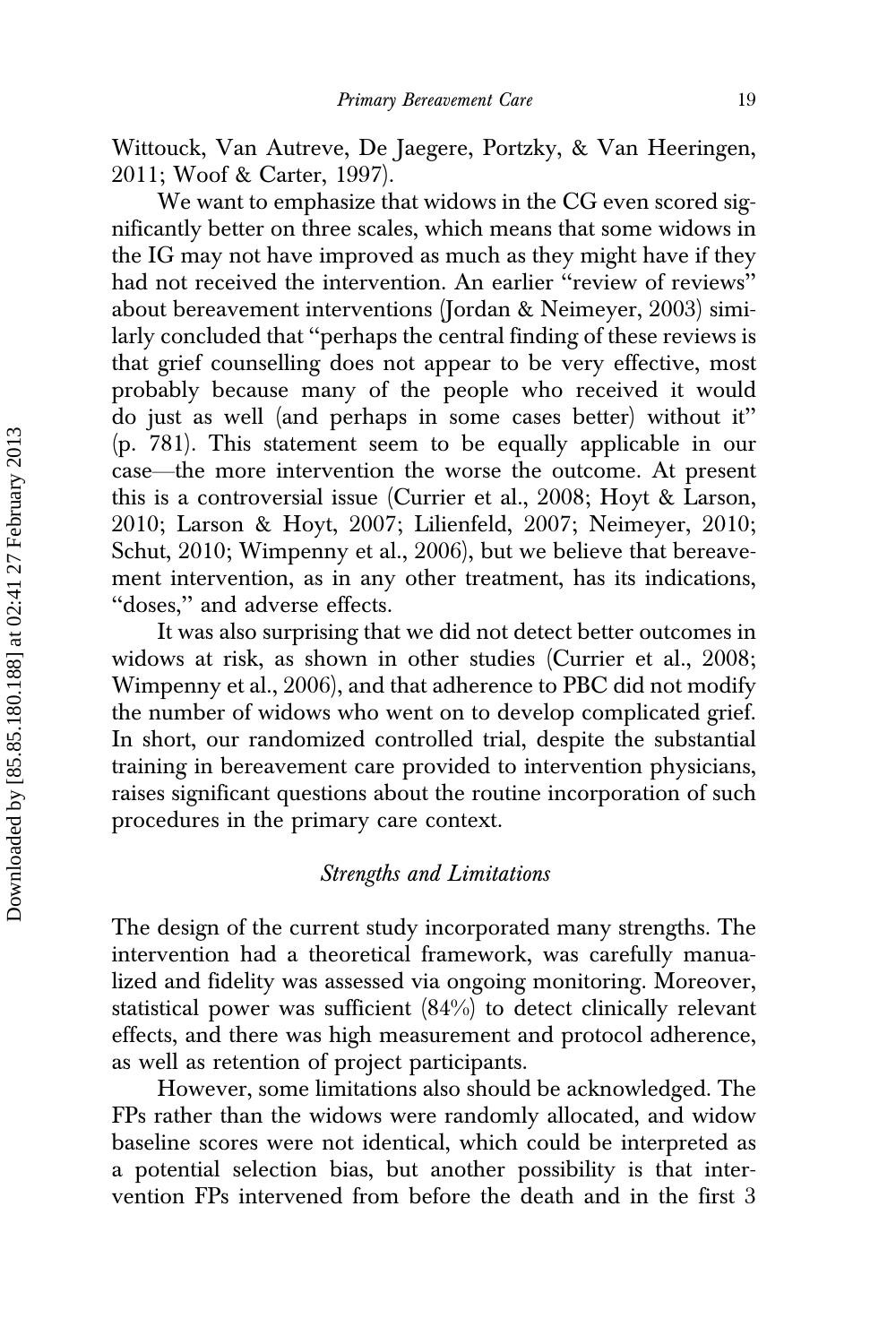Wittouck, Van Autreve, De Jaegere, Portzky, & Van Heeringen, 2011; Woof & Carter, 1997).

We want to emphasize that widows in the CG even scored significantly better on three scales, which means that some widows in the IG may not have improved as much as they might have if they had not received the intervention. An earlier "review of reviews" about bereavement interventions (Jordan & Neimeyer, 2003) similarly concluded that "perhaps the central finding of these reviews is that grief counselling does not appear to be very effective, most probably because many of the people who received it would do just as well (and perhaps in some cases better) without it" (p. 781). This statement seem to be equally applicable in our case—the more intervention the worse the outcome. At present this is a controversial issue (Currier et al., 2008; Hoyt & Larson, 2010; Larson & Hoyt, 2007; Lilienfeld, 2007; Neimeyer, 2010; Schut, 2010; Wimpenny et al., 2006), but we believe that bereavement intervention, as in any other treatment, has its indications, "doses," and adverse effects.

It was also surprising that we did not detect better outcomes in widows at risk, as shown in other studies (Currier et al., 2008; Wimpenny et al., 2006), and that adherence to PBC did not modify the number of widows who went on to develop complicated grief. In short, our randomized controlled trial, despite the substantial training in bereavement care provided to intervention physicians, raises significant questions about the routine incorporation of such procedures in the primary care context.

## *Strengths and Limitations*

The design of the current study incorporated many strengths. The intervention had a theoretical framework, was carefully manualized and fidelity was assessed via ongoing monitoring. Moreover, statistical power was sufficient (84%) to detect clinically relevant effects, and there was high measurement and protocol adherence, as well as retention of project participants.

However, some limitations also should be acknowledged. The FPs rather than the widows were randomly allocated, and widow baseline scores were not identical, which could be interpreted as a potential selection bias, but another possibility is that intervention FPs intervened from before the death and in the first 3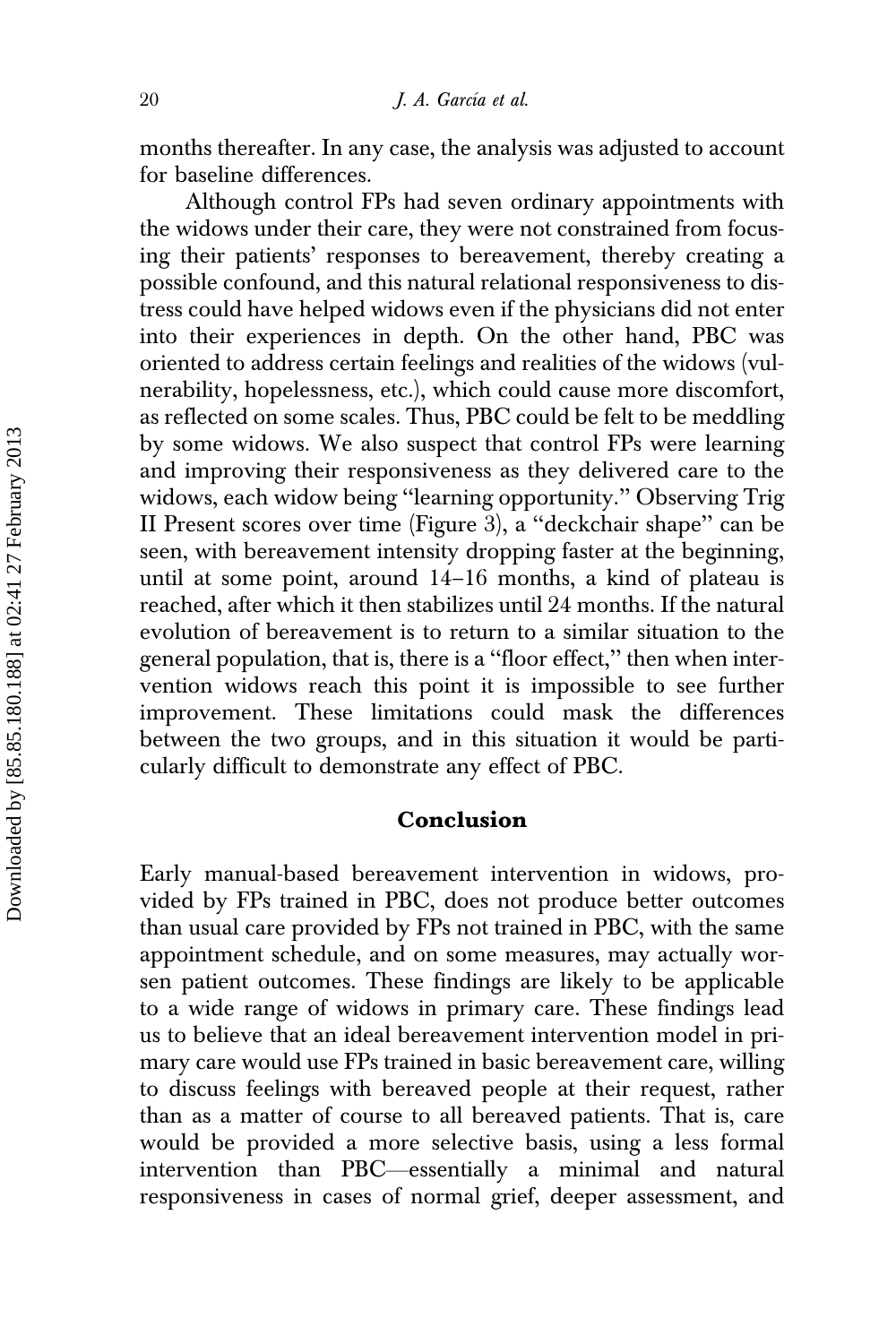months thereafter. In any case, the analysis was adjusted to account for baseline differences.

Although control FPs had seven ordinary appointments with the widows under their care, they were not constrained from focusing their patients' responses to bereavement, thereby creating a possible confound, and this natural relational responsiveness to distress could have helped widows even if the physicians did not enter into their experiences in depth. On the other hand, PBC was oriented to address certain feelings and realities of the widows (vulnerability, hopelessness, etc.), which could cause more discomfort, as reflected on some scales. Thus, PBC could be felt to be meddling by some widows. We also suspect that control FPs were learning and improving their responsiveness as they delivered care to the widows, each widow being "learning opportunity." Observing Trig II Present scores over time (Figure 3), a "deckchair shape" can be seen, with bereavement intensity dropping faster at the beginning, until at some point, around 14–16 months, a kind of plateau is reached, after which it then stabilizes until 24 months. If the natural evolution of bereavement is to return to a similar situation to the general population, that is, there is a "floor effect," then when intervention widows reach this point it is impossible to see further improvement. These limitations could mask the differences between the two groups, and in this situation it would be particularly difficult to demonstrate any effect of PBC.

## Conclusion

Early manual-based bereavement intervention in widows, provided by FPs trained in PBC, does not produce better outcomes than usual care provided by FPs not trained in PBC, with the same appointment schedule, and on some measures, may actually worsen patient outcomes. These findings are likely to be applicable to a wide range of widows in primary care. These findings lead us to believe that an ideal bereavement intervention model in primary care would use FPs trained in basic bereavement care, willing to discuss feelings with bereaved people at their request, rather than as a matter of course to all bereaved patients. That is, care would be provided a more selective basis, using a less formal intervention than PBC—essentially a minimal and natural responsiveness in cases of normal grief, deeper assessment, and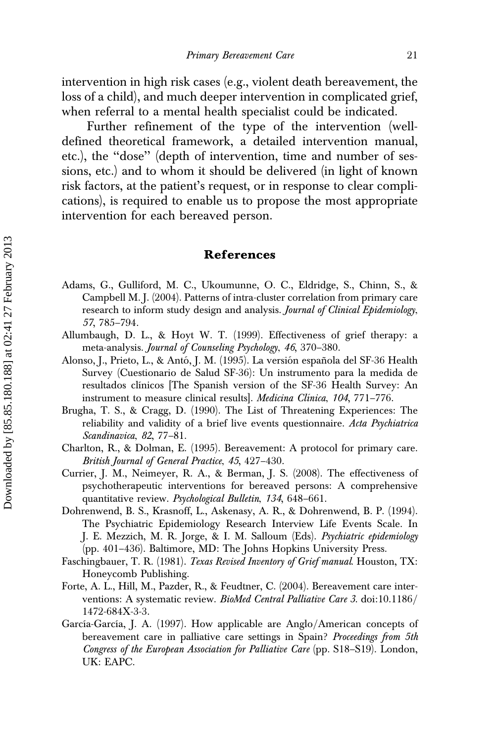intervention in high risk cases (e.g., violent death bereavement, the loss of a child), and much deeper intervention in complicated grief, when referral to a mental health specialist could be indicated.

Further refinement of the type of the intervention (well-defined theoretical framework, a detailed intervention manual, etc.), the "dose" (depth of intervention, time and number of sessions, etc.) and to whom it should be delivered (in light of known risk factors, at the patient's request, or in response to clear complications), is required to enable us to propose the most appropriate intervention for each bereaved person.

## References

Adams, G., Gulliford, M. C., Ukoumunne, O. C., Eldridge, S., Chinn, S., & Campbell M. J. (2004). Patterns of intra-cluster correlation from primary care research to inform study design and analysis. *Journal of Clinical Epidemiology*, *57*, 785–794.

Allumbaugh, D. L., & Hoyt W. T. (1999). Effectiveness of grief therapy: a meta-analysis. *Journal of Counseling Psychology*, *46*, 370–380.

Alonso, J., Prieto, L., & Antó, J. M. (1995). La versión española del SF-36 Health Survey (Cuestionario de Salud SF-36): Un instrumento para la medida de resultados clínicos [The Spanish version of the SF-36 Health Survey: An instrument to measure clinical results]. *Medicina Clínica*, *104*, 771–776.

Brugha, T. S., & Cragg, D. (1990). The List of Threatening Experiences: The reliability and validity of a brief live events questionnaire. *Acta Psychiatrica Scandinavica*, *82*, 77–81.

Charlton, R., & Dolman, E. (1995). Bereavement: A protocol for primary care. *British Journal of General Practice*, *45*, 427–430.

Currier, J. M., Neimeyer, R. A., & Berman, J. S. (2008). The effectiveness of psychotherapeutic interventions for bereaved persons: A comprehensive quantitative review. *Psychological Bulletin*, *134*, 648–661.

Dohrenwend, B. S., Krasnoff, L., Askenasy, A. R., & Dohrenwend, B. P. (1994). The Psychiatric Epidemiology Research Interview Life Events Scale. In J. E. Mezzich, M. R. Jorge, & I. M. Salloum (Eds). *Psychiatric epidemiology* (pp. 401–436). Baltimore, MD: The Johns Hopkins University Press.

Faschingbauer, T. R. (1981). *Texas Revised Inventory of Grief manual*. Houston, TX: Honeycomb Publishing.

Forte, A. L., Hill, M., Pazder, R., & Feudtner, C. (2004). Bereavement care interventions: A systematic review. *BioMed Central Palliative Care 3*. doi:10.1186/1472-684X-3-3.

García-García, J. A. (1997). How applicable are Anglo/American concepts of bereavement care in palliative care settings in Spain? *Proceedings from 5th Congress of the European Association for Palliative Care* (pp. S18–S19). London, UK: EAPC.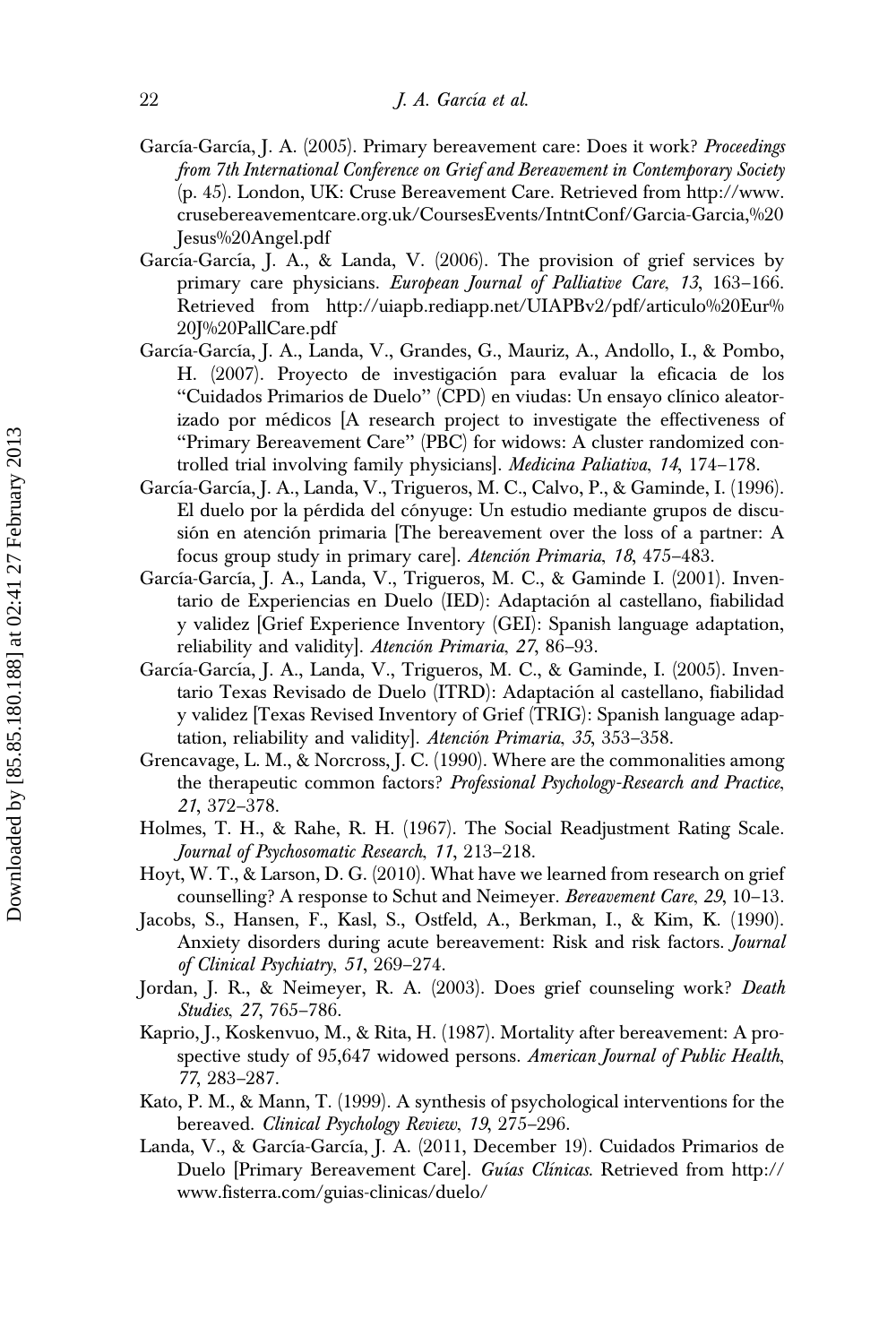García-García, J. A. (2005). Primary bereavement care: Does it work? *Proceedings from 7th International Conference on Grief and Bereavement in Contemporary Society* (p. 45). London, UK: Cruse Bereavement Care. Retrieved from http://www.crusebereavementcare.org.uk/CoursesEvents/IntntConf/Garcia-Garcia,%20Jesus%20Angel.pdf

García-García, J. A., & Landa, V. (2006). The provision of grief services by primary care physicians. *European Journal of Palliative Care*, *13*, 163–166. Retrieved from http://uiapb.rediapp.net/UIAPBv2/pdf/articulo%20Eur%20J%20PallCare.pdf

García-García, J. A., Landa, V., Grandes, G., Mauriz, A., Andollo, I., & Pombo, H. (2007). Proyecto de investigación para evaluar la eficacia de los "Cuidados Primarios de Duelo" (CPD) en viudas: Un ensayo clínico aleatorizado por médicos [A research project to investigate the effectiveness of "Primary Bereavement Care" (PBC) for widows: A cluster randomized controlled trial involving family physicians]. *Medicina Paliativa*, *14*, 174–178.

García-García, J. A., Landa, V., Trigueros, M. C., Calvo, P., & Gaminde, I. (1996). El duelo por la pérdida del cónyuge: Un estudio mediante grupos de discusión en atención primaria [The bereavement over the loss of a partner: A focus group study in primary care]. *Atención Primaria*, *18*, 475–483.

García-García, J. A., Landa, V., Trigueros, M. C., & Gaminde I. (2001). Inventario de Experiencias en Duelo (IED): Adaptación al castellano, fiabilidad y validez [Grief Experience Inventory (GEI): Spanish language adaptation, reliability and validity]. *Atención Primaria*, *27*, 86–93.

García-García, J. A., Landa, V., Trigueros, M. C., & Gaminde, I. (2005). Inventario Texas Revisado de Duelo (ITRD): Adaptación al castellano, fiabilidad y validez [Texas Revised Inventory of Grief (TRIG): Spanish language adaptation, reliability and validity]. *Atención Primaria*, *35*, 353–358.

Grencavage, L. M., & Norcross, J. C. (1990). Where are the commonalities among the therapeutic common factors? *Professional Psychology-Research and Practice*, *21*, 372–378.

Holmes, T. H., & Rahe, R. H. (1967). The Social Readjustment Rating Scale. *Journal of Psychosomatic Research*, *11*, 213–218.

Hoyt, W. T., & Larson, D. G. (2010). What have we learned from research on grief counselling? A response to Schut and Neimeyer. *Bereavement Care*, *29*, 10–13.

Jacobs, S., Hansen, F., Kasl, S., Ostfeld, A., Berkman, I., & Kim, K. (1990). Anxiety disorders during acute bereavement: Risk and risk factors. *Journal of Clinical Psychiatry*, *51*, 269–274.

Jordan, J. R., & Neimeyer, R. A. (2003). Does grief counseling work? *Death Studies*, *27*, 765–786.

Kaprio, J., Koskenvuo, M., & Rita, H. (1987). Mortality after bereavement: A prospective study of 95,647 widowed persons. *American Journal of Public Health*, *77*, 283–287.

Kato, P. M., & Mann, T. (1999). A synthesis of psychological interventions for the bereaved. *Clinical Psychology Review*, *19*, 275–296.

Landa, V., & García-García, J. A. (2011, December 19). Cuidados Primarios de Duelo [Primary Bereavement Care]. *Guías Clínicas*. Retrieved from http://www.fisterra.com/guias-clinicas/duelo/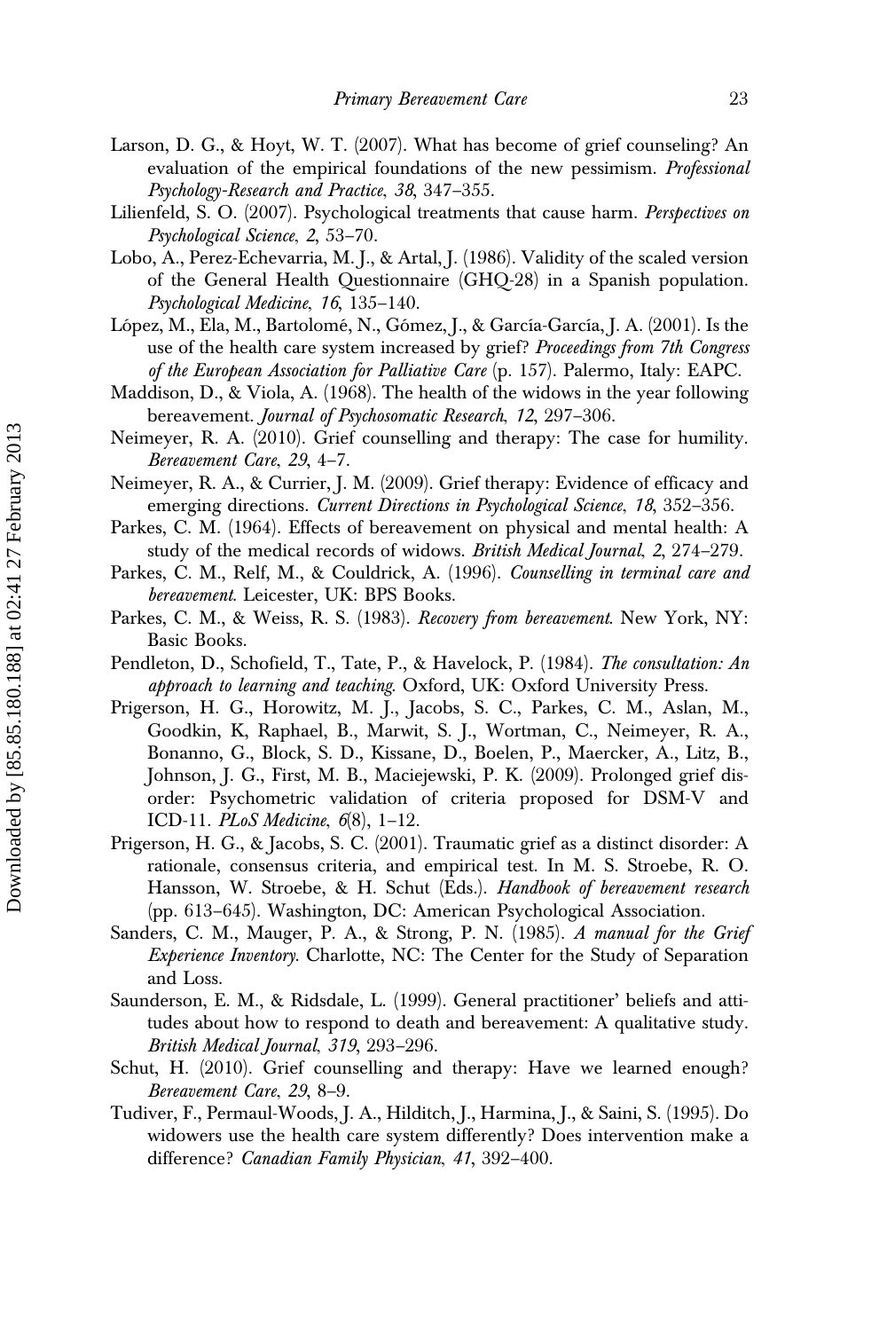Larson, D. G., & Hoyt, W. T. (2007). What has become of grief counseling? An evaluation of the empirical foundations of the new pessimism. *Professional Psychology-Research and Practice*, *38*, 347–355.

Lilienfeld, S. O. (2007). Psychological treatments that cause harm. *Perspectives on Psychological Science*, *2*, 53–70.

Lobo, A., Perez-Echevarria, M. J., & Artal, J. (1986). Validity of the scaled version of the General Health Questionnaire (GHQ-28) in a Spanish population. *Psychological Medicine*, *16*, 135–140.

López, M., Ela, M., Bartolomé, N., Gómez, J., & García-García, J. A. (2001). Is the use of the health care system increased by grief? *Proceedings from 7th Congress of the European Association for Palliative Care* (p. 157). Palermo, Italy: EAPC.

Maddison, D., & Viola, A. (1968). The health of the widows in the year following bereavement. *Journal of Psychosomatic Research*, *12*, 297–306.

Neimeyer, R. A. (2010). Grief counselling and therapy: The case for humility. *Bereavement Care*, *29*, 4–7.

Neimeyer, R. A., & Currier, J. M. (2009). Grief therapy: Evidence of efficacy and emerging directions. *Current Directions in Psychological Science*, *18*, 352–356.

Parkes, C. M. (1964). Effects of bereavement on physical and mental health: A study of the medical records of widows. *British Medical Journal*, *2*, 274–279.

Parkes, C. M., Relf, M., & Couldrick, A. (1996). *Counselling in terminal care and bereavement*. Leicester, UK: BPS Books.

Parkes, C. M., & Weiss, R. S. (1983). *Recovery from bereavement*. New York, NY: Basic Books.

Pendleton, D., Schofield, T., Tate, P., & Havelock, P. (1984). *The consultation: An approach to learning and teaching*. Oxford, UK: Oxford University Press.

Prigerson, H. G., Horowitz, M. J., Jacobs, S. C., Parkes, C. M., Aslan, M., Goodkin, K, Raphael, B., Marwit, S. J., Wortman, C., Neimeyer, R. A., Bonanno, G., Block, S. D., Kissane, D., Boelen, P., Maercker, A., Litz, B., Johnson, J. G., First, M. B., Maciejewski, P. K. (2009). Prolonged grief disorder: Psychometric validation of criteria proposed for DSM-V and ICD-11. *PLoS Medicine*, *6*(8), 1–12.

Prigerson, H. G., & Jacobs, S. C. (2001). Traumatic grief as a distinct disorder: A rationale, consensus criteria, and empirical test. In M. S. Stroebe, R. O. Hansson, W. Stroebe, & H. Schut (Eds.). *Handbook of bereavement research* (pp. 613–645). Washington, DC: American Psychological Association.

Sanders, C. M., Mauger, P. A., & Strong, P. N. (1985). *A manual for the Grief Experience Inventory*. Charlotte, NC: The Center for the Study of Separation and Loss.

Saunderson, E. M., & Ridsdale, L. (1999). General practitioner' beliefs and attitudes about how to respond to death and bereavement: A qualitative study. *British Medical Journal*, *319*, 293–296.

Schut, H. (2010). Grief counselling and therapy: Have we learned enough? *Bereavement Care*, *29*, 8–9.

Tudiver, F., Permaul-Woods, J. A., Hilditch, J., Harmina, J., & Saini, S. (1995). Do widowers use the health care system differently? Does intervention make a difference? *Canadian Family Physician*, *41*, 392–400.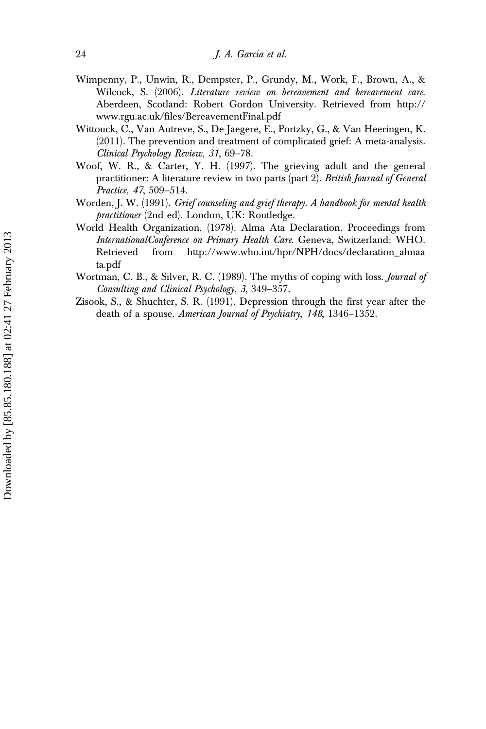Wimpenny, P., Unwin, R., Dempster, P., Grundy, M., Work, F., Brown, A., & Wilcock, S. (2006). *Literature review on bereavement and bereavement care*. Aberdeen, Scotland: Robert Gordon University. Retrieved from http://www.rgu.ac.uk/files/BereavementFinal.pdf

Wittouck, C., Van Autreve, S., De Jaegere, E., Portzky, G., & Van Heeringen, K. (2011). The prevention and treatment of complicated grief: A meta-analysis. *Clinical Psychology Review*, *31*, 69–78.

Woof, W. R., & Carter, Y. H. (1997). The grieving adult and the general practitioner: A literature review in two parts (part 2). *British Journal of General Practice*, *47*, 509–514.

Worden, J. W. (1991). *Grief counseling and grief therapy. A handbook for mental health practitioner* (2nd ed). London, UK: Routledge.

World Health Organization. (1978). Alma Ata Declaration. Proceedings from *InternationalConference on Primary Health Care*. Geneva, Switzerland: WHO. Retrieved from http://www.who.int/hpr/NPH/docs/declaration_almaata.pdf

Wortman, C. B., & Silver, R. C. (1989). The myths of coping with loss. *Journal of Consulting and Clinical Psychology*, *3*, 349–357.

Zisook, S., & Shuchter, S. R. (1991). Depression through the first year after the death of a spouse. *American Journal of Psychiatry*, *148*, 1346–1352.